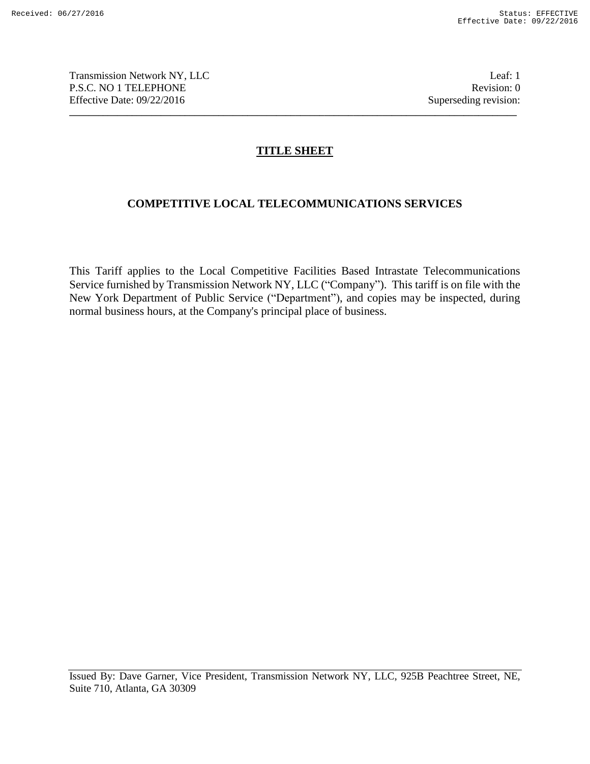Transmission Network NY, LLC
P.S.C. NO 1 TELEPHONE
Effective Date: 09/22/2016

Leaf: 1
Revision: 0
Superseding revision:

## TITLE SHEET

## COMPETITIVE LOCAL TELECOMMUNICATIONS SERVICES

This Tariff applies to the Local Competitive Facilities Based Intrastate Telecommunications Service furnished by Transmission Network NY, LLC ("Company"). This tariff is on file with the New York Department of Public Service ("Department"), and copies may be inspected, during normal business hours, at the Company's principal place of business.

Issued By: Dave Garner, Vice President, Transmission Network NY, LLC, 925B Peachtree Street, NE, Suite 710, Atlanta, GA 30309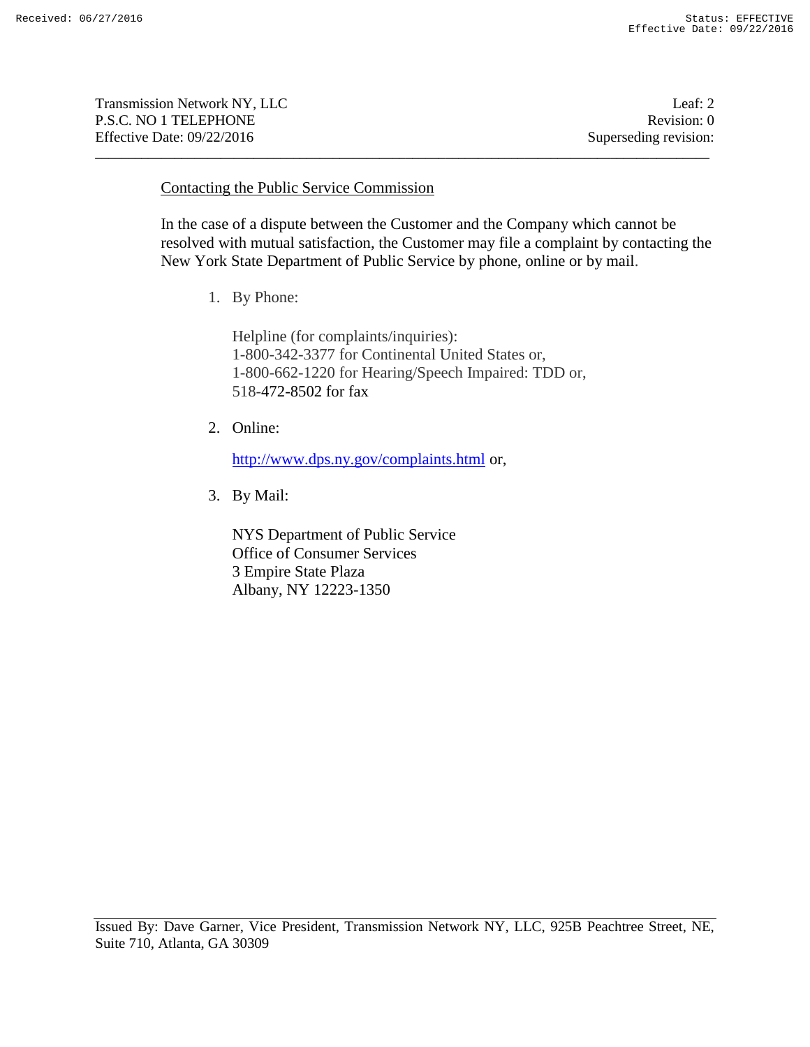Contacting the Public Service Commission

In the case of a dispute between the Customer and the Company which cannot be resolved with mutual satisfaction, the Customer may file a complaint by contacting the New York State Department of Public Service by phone, online or by mail.

1. By Phone:

   Helpline (for complaints/inquiries):
   1-800-342-3377 for Continental United States or,
   1-800-662-1220 for Hearing/Speech Impaired: TDD or,
   518-472-8502 for fax

2. Online:

   http://www.dps.ny.gov/complaints.html or,

3. By Mail:

   NYS Department of Public Service
   Office of Consumer Services
   3 Empire State Plaza
   Albany, NY 12223-1350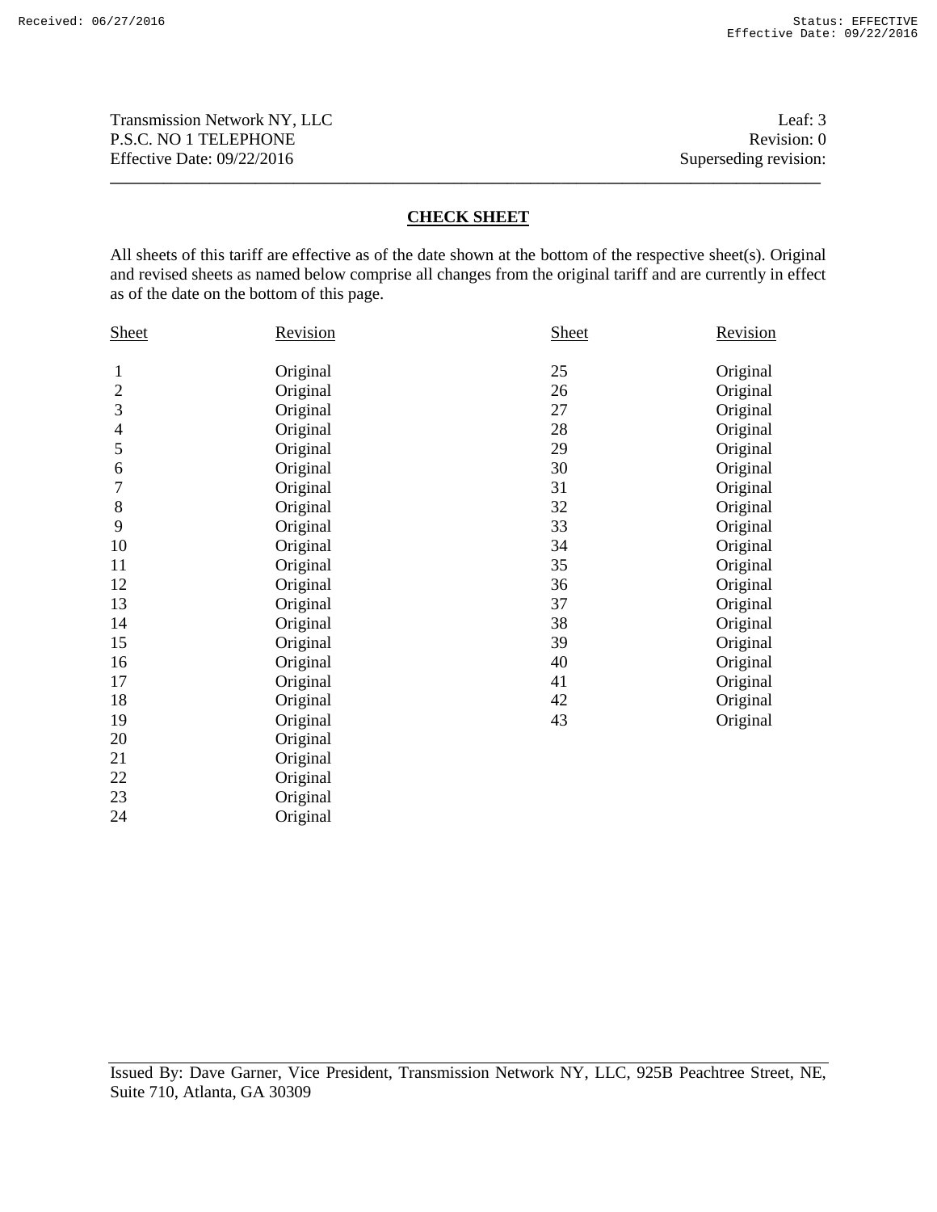Transmission Network NY, LLC
P.S.C. NO 1 TELEPHONE
Effective Date: 09/22/2016

Leaf: 3
Revision: 0
Superseding revision:

## CHECK SHEET

All sheets of this tariff are effective as of the date shown at the bottom of the respective sheet(s). Original and revised sheets as named below comprise all changes from the original tariff and are currently in effect as of the date on the bottom of this page.

| Sheet | Revision | Sheet | Revision |
|---|---|---|---|
| 1 | Original | 25 | Original |
| 2 | Original | 26 | Original |
| 3 | Original | 27 | Original |
| 4 | Original | 28 | Original |
| 5 | Original | 29 | Original |
| 6 | Original | 30 | Original |
| 7 | Original | 31 | Original |
| 8 | Original | 32 | Original |
| 9 | Original | 33 | Original |
| 10 | Original | 34 | Original |
| 11 | Original | 35 | Original |
| 12 | Original | 36 | Original |
| 13 | Original | 37 | Original |
| 14 | Original | 38 | Original |
| 15 | Original | 39 | Original |
| 16 | Original | 40 | Original |
| 17 | Original | 41 | Original |
| 18 | Original | 42 | Original |
| 19 | Original | 43 | Original |
| 20 | Original | | |
| 21 | Original | | |
| 22 | Original | | |
| 23 | Original | | |
| 24 | Original | | |

Issued By: Dave Garner, Vice President, Transmission Network NY, LLC, 925B Peachtree Street, NE, Suite 710, Atlanta, GA 30309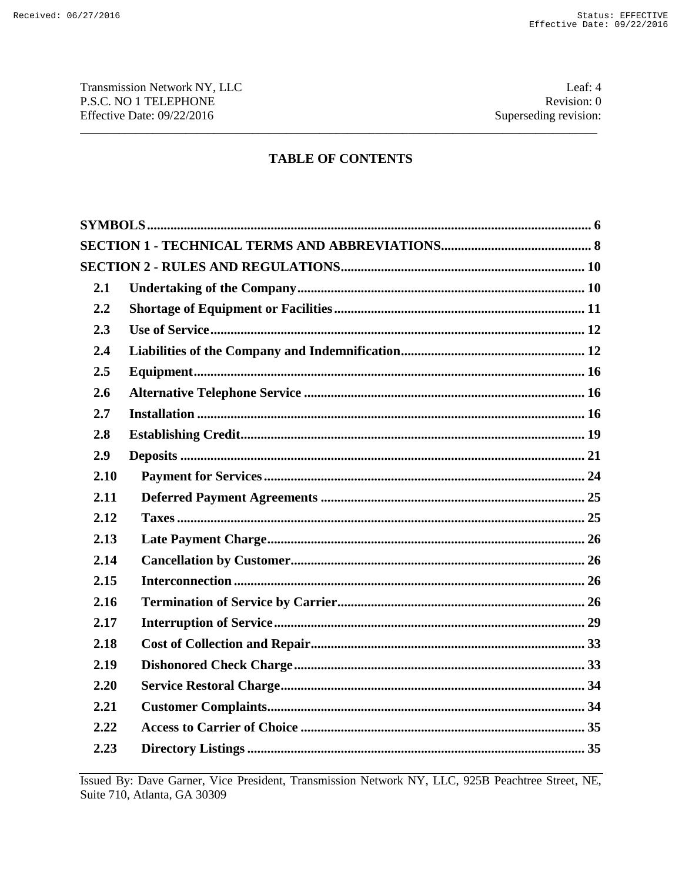## TABLE OF CONTENTS

**SYMBOLS** .......... 6

**SECTION 1 - TECHNICAL TERMS AND ABBREVIATIONS** .......... 8

**SECTION 2 - RULES AND REGULATIONS** .......... 10

- **2.1 Undertaking of the Company** .......... 10
- **2.2 Shortage of Equipment or Facilities** .......... 11
- **2.3 Use of Service** .......... 12
- **2.4 Liabilities of the Company and Indemnification** .......... 12
- **2.5 Equipment** .......... 16
- **2.6 Alternative Telephone Service** .......... 16
- **2.7 Installation** .......... 16
- **2.8 Establishing Credit** .......... 19
- **2.9 Deposits** .......... 21
- **2.10 Payment for Services** .......... 24
- **2.11 Deferred Payment Agreements** .......... 25
- **2.12 Taxes** .......... 25
- **2.13 Late Payment Charge** .......... 26
- **2.14 Cancellation by Customer** .......... 26
- **2.15 Interconnection** .......... 26
- **2.16 Termination of Service by Carrier** .......... 26
- **2.17 Interruption of Service** .......... 29
- **2.18 Cost of Collection and Repair** .......... 33
- **2.19 Dishonored Check Charge** .......... 33
- **2.20 Service Restoral Charge** .......... 34
- **2.21 Customer Complaints** .......... 34
- **2.22 Access to Carrier of Choice** .......... 35
- **2.23 Directory Listings** .......... 35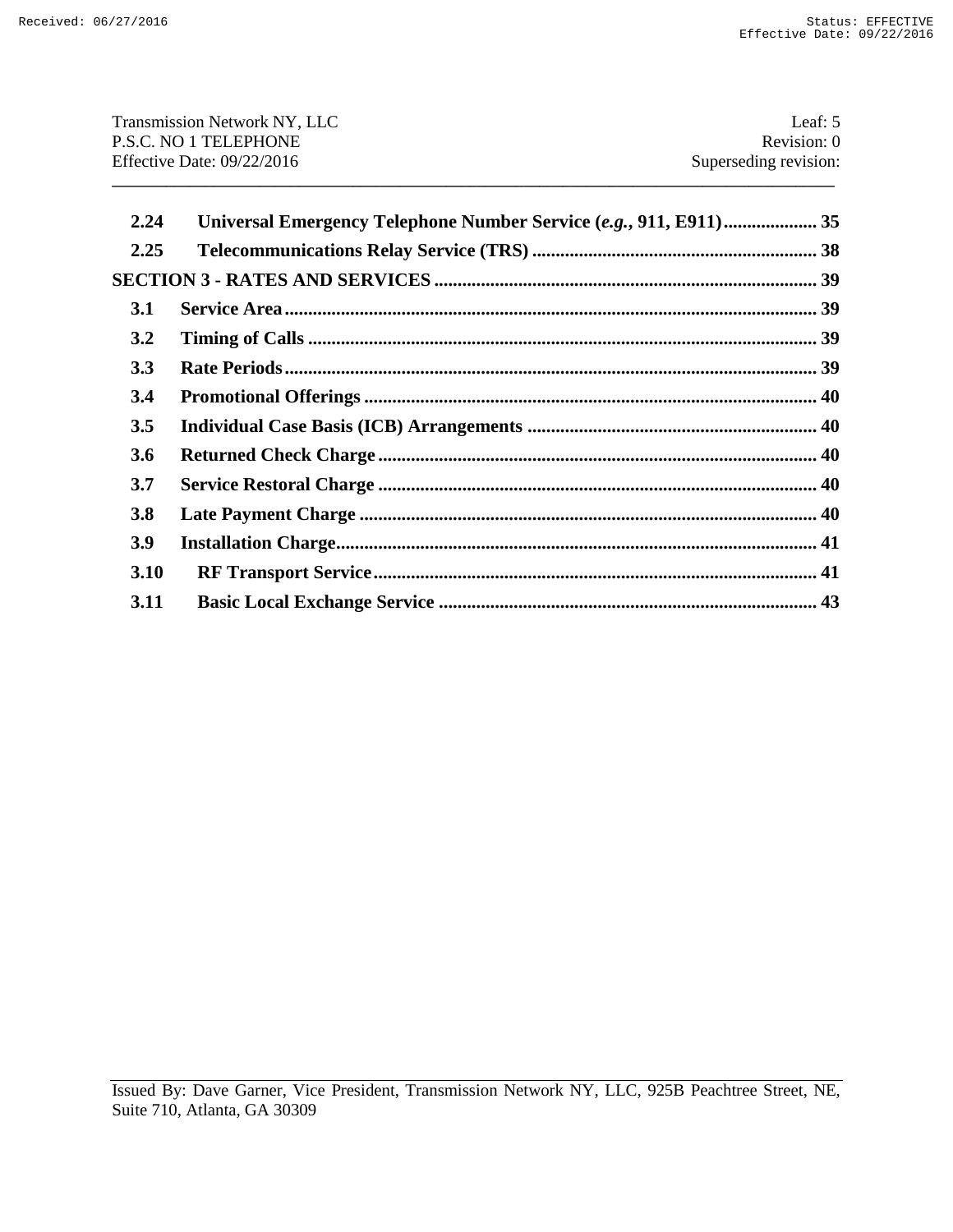**2.24 Universal Emergency Telephone Number Service (*e.g.*, 911, E911)** .................... **35**

**2.25 Telecommunications Relay Service (TRS)** .................... **38**

**SECTION 3 - RATES AND SERVICES** .................... **39**

**3.1 Service Area** .................... **39**

**3.2 Timing of Calls** .................... **39**

**3.3 Rate Periods** .................... **39**

**3.4 Promotional Offerings** .................... **40**

**3.5 Individual Case Basis (ICB) Arrangements** .................... **40**

**3.6 Returned Check Charge** .................... **40**

**3.7 Service Restoral Charge** .................... **40**

**3.8 Late Payment Charge** .................... **40**

**3.9 Installation Charge** .................... **41**

**3.10 RF Transport Service** .................... **41**

**3.11 Basic Local Exchange Service** .................... **43**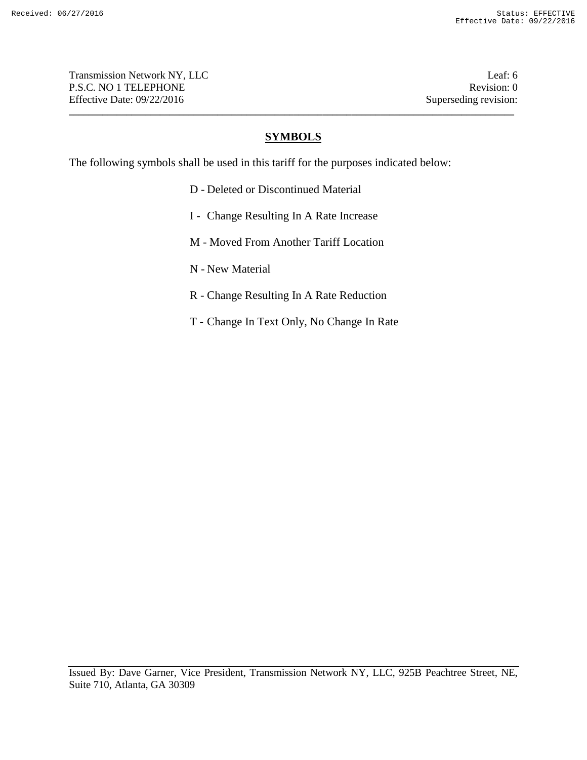## SYMBOLS

The following symbols shall be used in this tariff for the purposes indicated below:

- D - Deleted or Discontinued Material
- I - Change Resulting In A Rate Increase
- M - Moved From Another Tariff Location
- N - New Material
- R - Change Resulting In A Rate Reduction
- T - Change In Text Only, No Change In Rate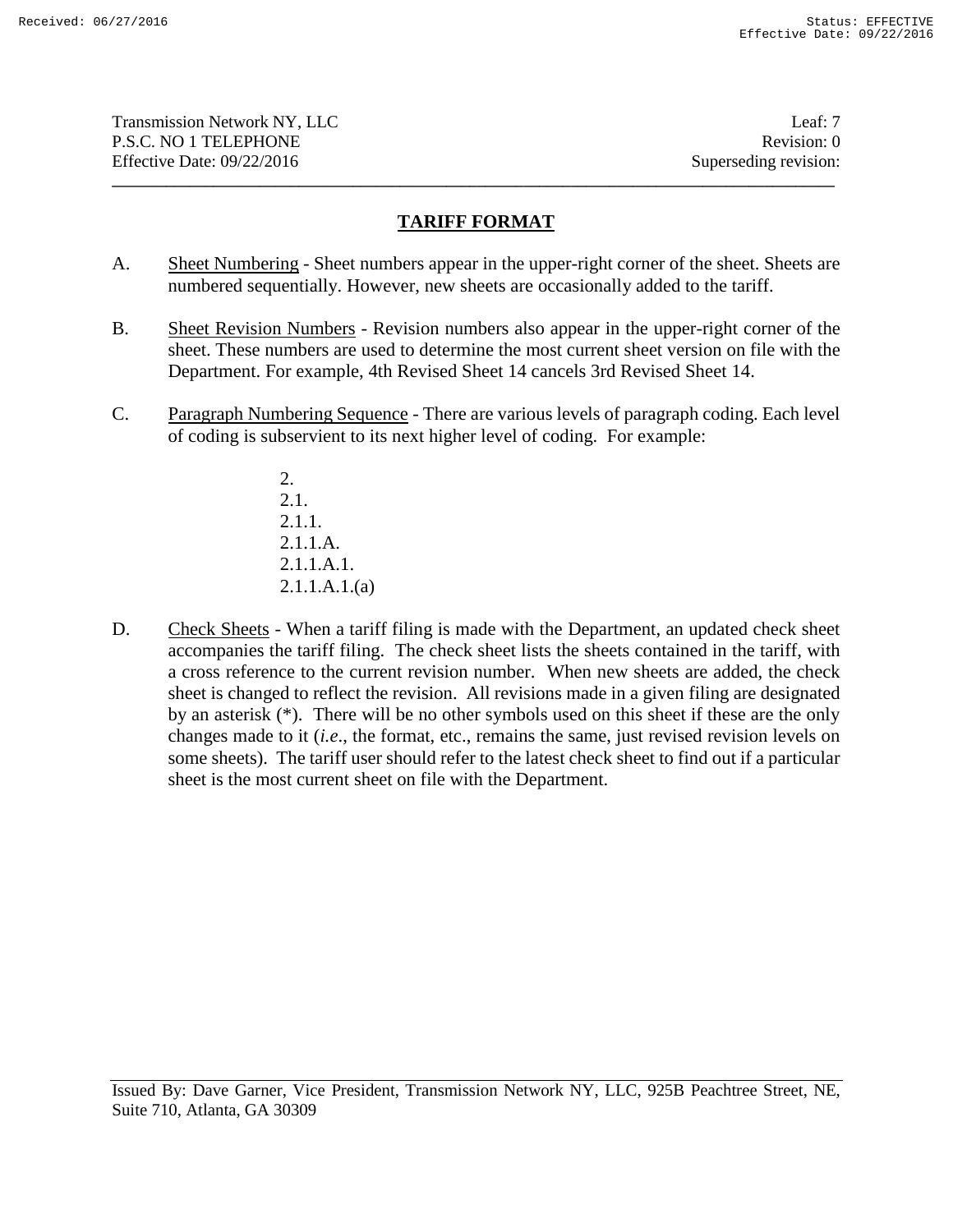Transmission Network NY, LLC
P.S.C. NO 1 TELEPHONE
Effective Date: 09/22/2016

Leaf: 7
Revision: 0
Superseding revision:

## TARIFF FORMAT

A. Sheet Numbering - Sheet numbers appear in the upper-right corner of the sheet. Sheets are numbered sequentially. However, new sheets are occasionally added to the tariff.

B. Sheet Revision Numbers - Revision numbers also appear in the upper-right corner of the sheet. These numbers are used to determine the most current sheet version on file with the Department. For example, 4th Revised Sheet 14 cancels 3rd Revised Sheet 14.

C. Paragraph Numbering Sequence - There are various levels of paragraph coding. Each level of coding is subservient to its next higher level of coding. For example:

   2.
   2.1.
   2.1.1.
   2.1.1.A.
   2.1.1.A.1.
   2.1.1.A.1.(a)

D. Check Sheets - When a tariff filing is made with the Department, an updated check sheet accompanies the tariff filing. The check sheet lists the sheets contained in the tariff, with a cross reference to the current revision number. When new sheets are added, the check sheet is changed to reflect the revision. All revisions made in a given filing are designated by an asterisk (*). There will be no other symbols used on this sheet if these are the only changes made to it (*i.e.*, the format, etc., remains the same, just revised revision levels on some sheets). The tariff user should refer to the latest check sheet to find out if a particular sheet is the most current sheet on file with the Department.

Issued By: Dave Garner, Vice President, Transmission Network NY, LLC, 925B Peachtree Street, NE, Suite 710, Atlanta, GA 30309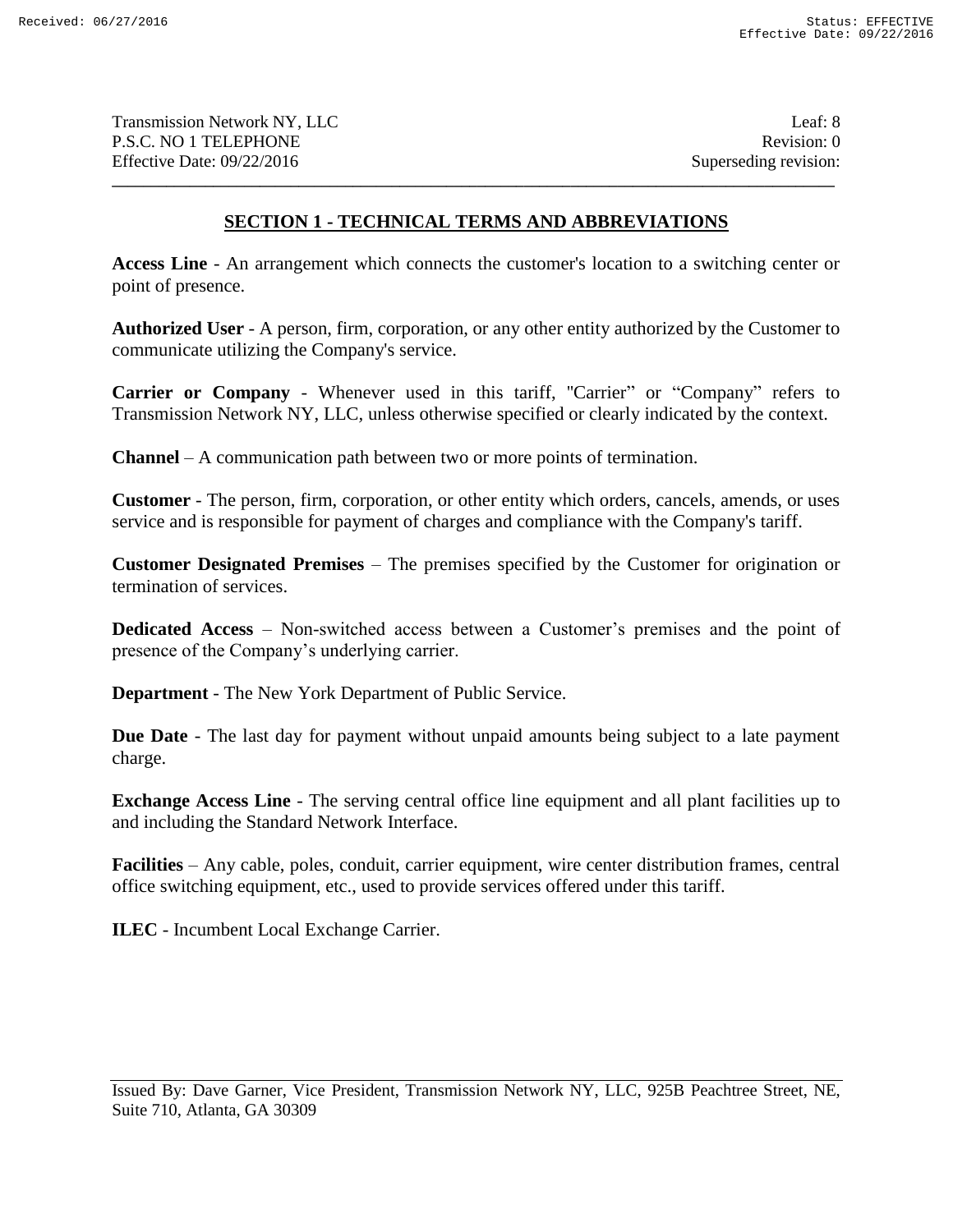## SECTION 1 - TECHNICAL TERMS AND ABBREVIATIONS

**Access Line** - An arrangement which connects the customer's location to a switching center or point of presence.

**Authorized User** - A person, firm, corporation, or any other entity authorized by the Customer to communicate utilizing the Company's service.

**Carrier or Company** - Whenever used in this tariff, "Carrier" or "Company" refers to Transmission Network NY, LLC, unless otherwise specified or clearly indicated by the context.

**Channel** – A communication path between two or more points of termination.

**Customer** - The person, firm, corporation, or other entity which orders, cancels, amends, or uses service and is responsible for payment of charges and compliance with the Company's tariff.

**Customer Designated Premises** – The premises specified by the Customer for origination or termination of services.

**Dedicated Access** – Non-switched access between a Customer's premises and the point of presence of the Company's underlying carrier.

**Department** - The New York Department of Public Service.

**Due Date** - The last day for payment without unpaid amounts being subject to a late payment charge.

**Exchange Access Line** - The serving central office line equipment and all plant facilities up to and including the Standard Network Interface.

**Facilities** – Any cable, poles, conduit, carrier equipment, wire center distribution frames, central office switching equipment, etc., used to provide services offered under this tariff.

**ILEC** - Incumbent Local Exchange Carrier.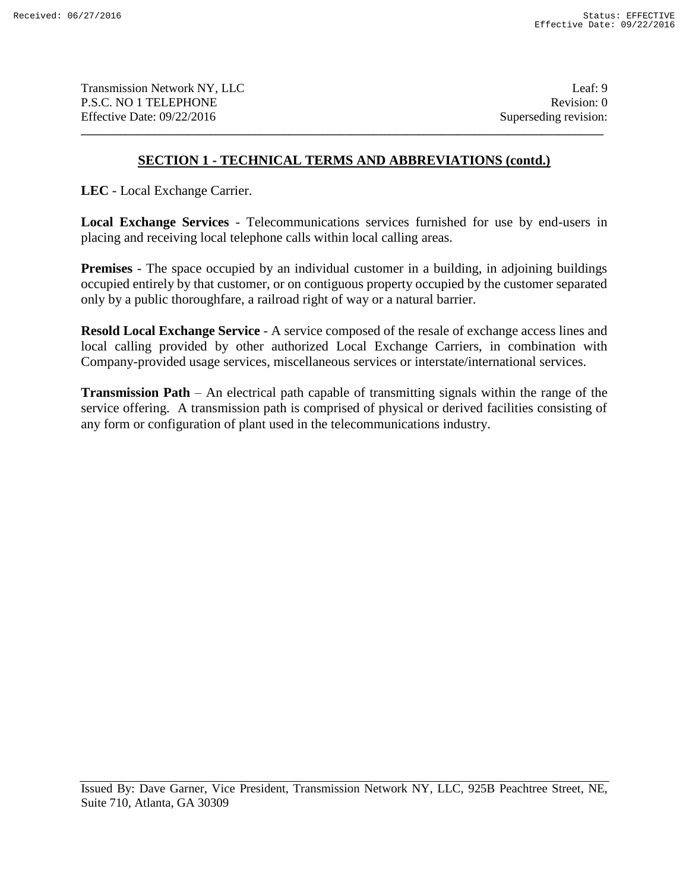## SECTION 1 - TECHNICAL TERMS AND ABBREVIATIONS (contd.)

**LEC** - Local Exchange Carrier.

**Local Exchange Services** - Telecommunications services furnished for use by end-users in placing and receiving local telephone calls within local calling areas.

**Premises** - The space occupied by an individual customer in a building, in adjoining buildings occupied entirely by that customer, or on contiguous property occupied by the customer separated only by a public thoroughfare, a railroad right of way or a natural barrier.

**Resold Local Exchange Service** - A service composed of the resale of exchange access lines and local calling provided by other authorized Local Exchange Carriers, in combination with Company-provided usage services, miscellaneous services or interstate/international services.

**Transmission Path** – An electrical path capable of transmitting signals within the range of the service offering. A transmission path is comprised of physical or derived facilities consisting of any form or configuration of plant used in the telecommunications industry.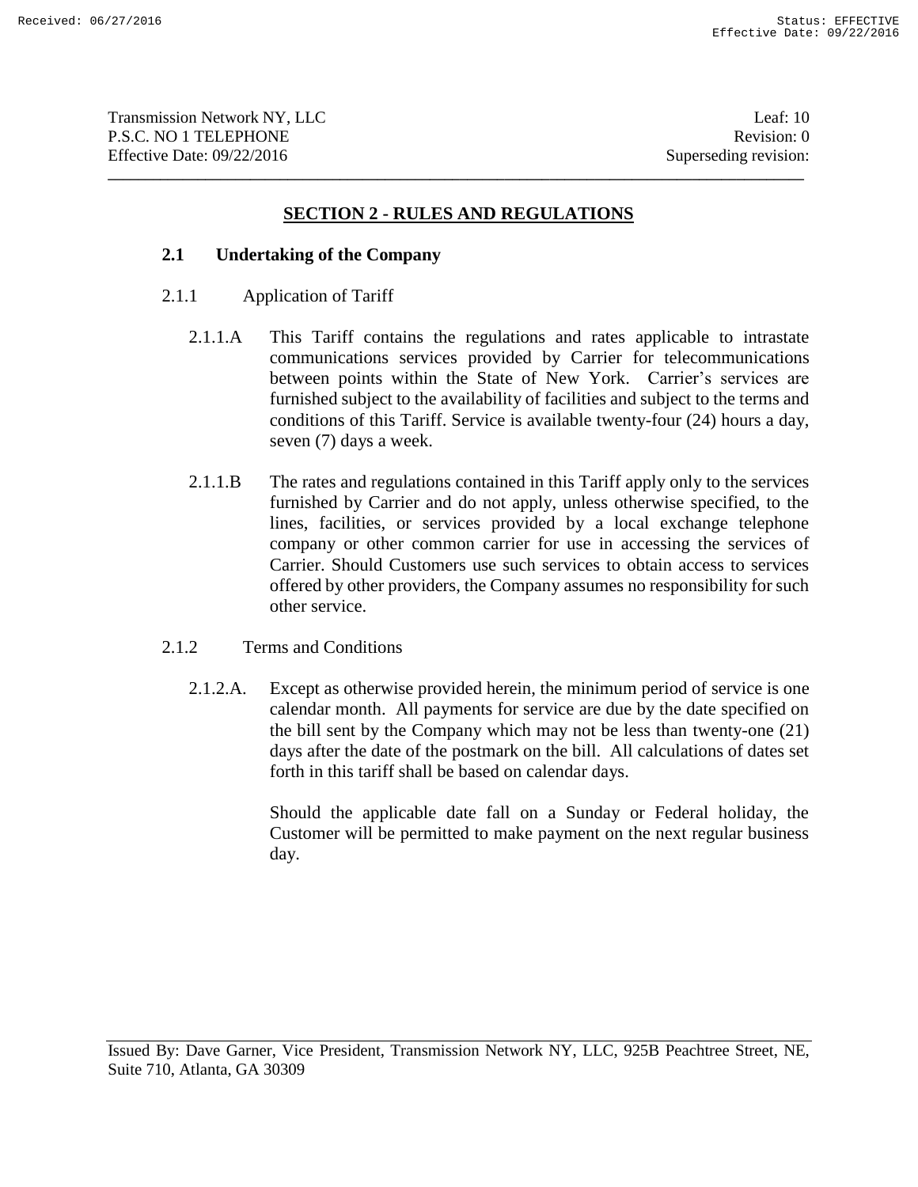## SECTION 2 - RULES AND REGULATIONS

### 2.1 Undertaking of the Company

2.1.1 Application of Tariff

2.1.1.A This Tariff contains the regulations and rates applicable to intrastate communications services provided by Carrier for telecommunications between points within the State of New York. Carrier's services are furnished subject to the availability of facilities and subject to the terms and conditions of this Tariff. Service is available twenty-four (24) hours a day, seven (7) days a week.

2.1.1.B The rates and regulations contained in this Tariff apply only to the services furnished by Carrier and do not apply, unless otherwise specified, to the lines, facilities, or services provided by a local exchange telephone company or other common carrier for use in accessing the services of Carrier. Should Customers use such services to obtain access to services offered by other providers, the Company assumes no responsibility for such other service.

2.1.2 Terms and Conditions

2.1.2.A. Except as otherwise provided herein, the minimum period of service is one calendar month. All payments for service are due by the date specified on the bill sent by the Company which may not be less than twenty-one (21) days after the date of the postmark on the bill. All calculations of dates set forth in this tariff shall be based on calendar days.

Should the applicable date fall on a Sunday or Federal holiday, the Customer will be permitted to make payment on the next regular business day.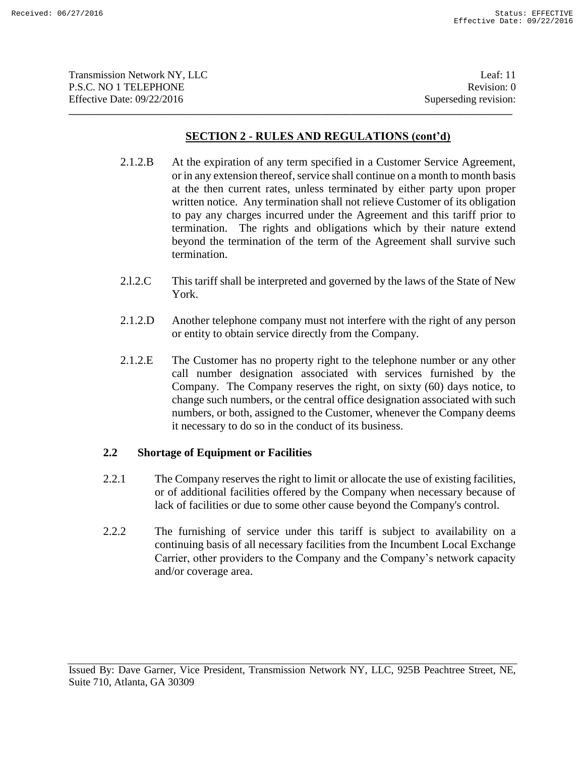## SECTION 2 - RULES AND REGULATIONS (cont'd)

2.1.2.B At the expiration of any term specified in a Customer Service Agreement, or in any extension thereof, service shall continue on a month to month basis at the then current rates, unless terminated by either party upon proper written notice. Any termination shall not relieve Customer of its obligation to pay any charges incurred under the Agreement and this tariff prior to termination. The rights and obligations which by their nature extend beyond the termination of the term of the Agreement shall survive such termination.

2.l.2.C This tariff shall be interpreted and governed by the laws of the State of New York.

2.1.2.D Another telephone company must not interfere with the right of any person or entity to obtain service directly from the Company.

2.1.2.E The Customer has no property right to the telephone number or any other call number designation associated with services furnished by the Company. The Company reserves the right, on sixty (60) days notice, to change such numbers, or the central office designation associated with such numbers, or both, assigned to the Customer, whenever the Company deems it necessary to do so in the conduct of its business.

### 2.2 Shortage of Equipment or Facilities

2.2.1 The Company reserves the right to limit or allocate the use of existing facilities, or of additional facilities offered by the Company when necessary because of lack of facilities or due to some other cause beyond the Company's control.

2.2.2 The furnishing of service under this tariff is subject to availability on a continuing basis of all necessary facilities from the Incumbent Local Exchange Carrier, other providers to the Company and the Company's network capacity and/or coverage area.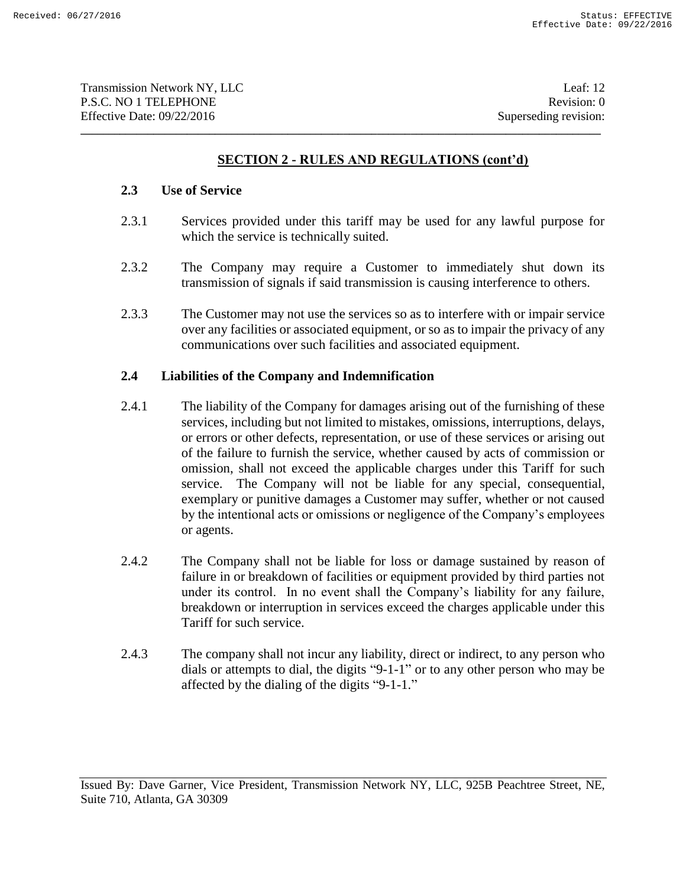## SECTION 2 - RULES AND REGULATIONS (cont'd)

### 2.3 Use of Service

2.3.1 Services provided under this tariff may be used for any lawful purpose for which the service is technically suited.

2.3.2 The Company may require a Customer to immediately shut down its transmission of signals if said transmission is causing interference to others.

2.3.3 The Customer may not use the services so as to interfere with or impair service over any facilities or associated equipment, or so as to impair the privacy of any communications over such facilities and associated equipment.

### 2.4 Liabilities of the Company and Indemnification

2.4.1 The liability of the Company for damages arising out of the furnishing of these services, including but not limited to mistakes, omissions, interruptions, delays, or errors or other defects, representation, or use of these services or arising out of the failure to furnish the service, whether caused by acts of commission or omission, shall not exceed the applicable charges under this Tariff for such service. The Company will not be liable for any special, consequential, exemplary or punitive damages a Customer may suffer, whether or not caused by the intentional acts or omissions or negligence of the Company's employees or agents.

2.4.2 The Company shall not be liable for loss or damage sustained by reason of failure in or breakdown of facilities or equipment provided by third parties not under its control. In no event shall the Company's liability for any failure, breakdown or interruption in services exceed the charges applicable under this Tariff for such service.

2.4.3 The company shall not incur any liability, direct or indirect, to any person who dials or attempts to dial, the digits "9-1-1" or to any other person who may be affected by the dialing of the digits "9-1-1."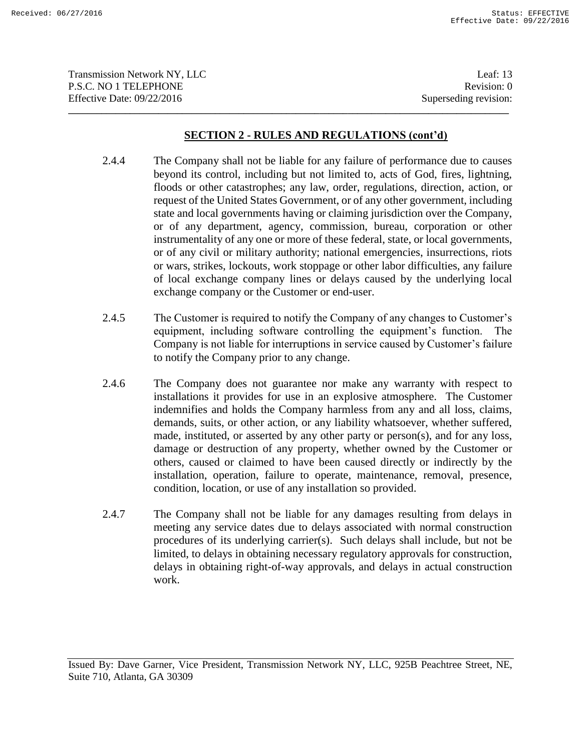## SECTION 2 - RULES AND REGULATIONS (cont'd)

2.4.4 The Company shall not be liable for any failure of performance due to causes beyond its control, including but not limited to, acts of God, fires, lightning, floods or other catastrophes; any law, order, regulations, direction, action, or request of the United States Government, or of any other government, including state and local governments having or claiming jurisdiction over the Company, or of any department, agency, commission, bureau, corporation or other instrumentality of any one or more of these federal, state, or local governments, or of any civil or military authority; national emergencies, insurrections, riots or wars, strikes, lockouts, work stoppage or other labor difficulties, any failure of local exchange company lines or delays caused by the underlying local exchange company or the Customer or end-user.

2.4.5 The Customer is required to notify the Company of any changes to Customer's equipment, including software controlling the equipment's function. The Company is not liable for interruptions in service caused by Customer's failure to notify the Company prior to any change.

2.4.6 The Company does not guarantee nor make any warranty with respect to installations it provides for use in an explosive atmosphere. The Customer indemnifies and holds the Company harmless from any and all loss, claims, demands, suits, or other action, or any liability whatsoever, whether suffered, made, instituted, or asserted by any other party or person(s), and for any loss, damage or destruction of any property, whether owned by the Customer or others, caused or claimed to have been caused directly or indirectly by the installation, operation, failure to operate, maintenance, removal, presence, condition, location, or use of any installation so provided.

2.4.7 The Company shall not be liable for any damages resulting from delays in meeting any service dates due to delays associated with normal construction procedures of its underlying carrier(s). Such delays shall include, but not be limited, to delays in obtaining necessary regulatory approvals for construction, delays in obtaining right-of-way approvals, and delays in actual construction work.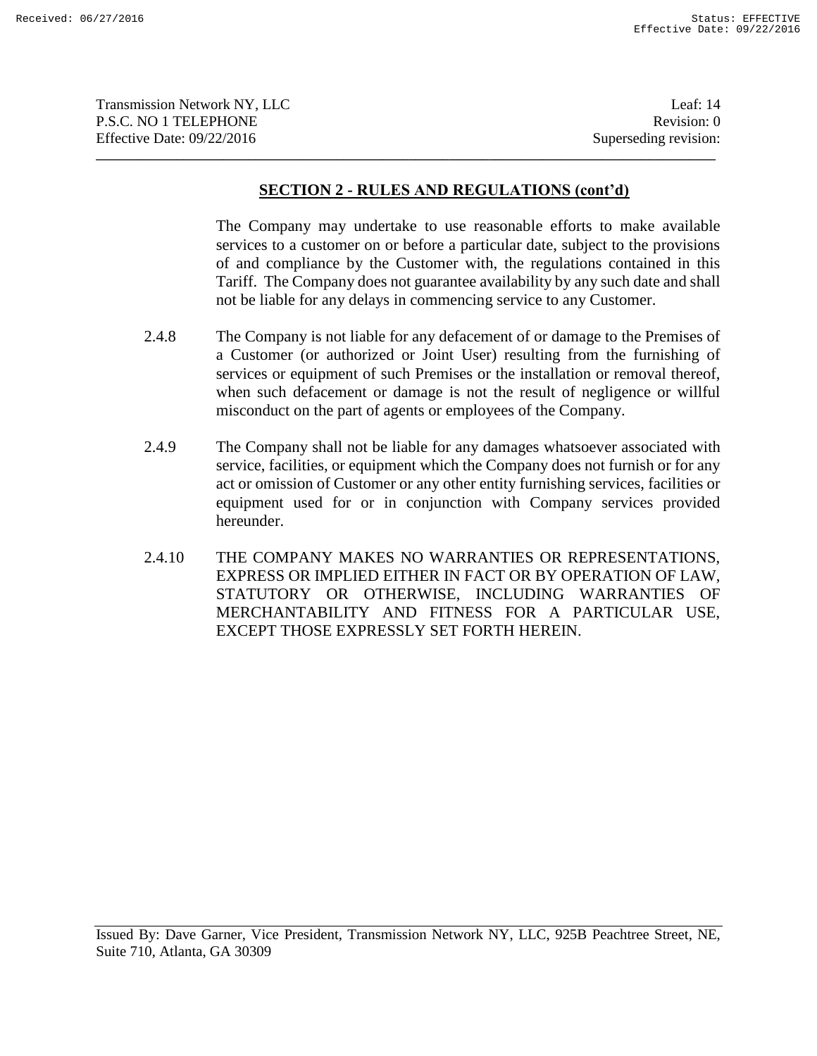## SECTION 2 - RULES AND REGULATIONS (cont'd)

The Company may undertake to use reasonable efforts to make available services to a customer on or before a particular date, subject to the provisions of and compliance by the Customer with, the regulations contained in this Tariff. The Company does not guarantee availability by any such date and shall not be liable for any delays in commencing service to any Customer.

2.4.8 The Company is not liable for any defacement of or damage to the Premises of a Customer (or authorized or Joint User) resulting from the furnishing of services or equipment of such Premises or the installation or removal thereof, when such defacement or damage is not the result of negligence or willful misconduct on the part of agents or employees of the Company.

2.4.9 The Company shall not be liable for any damages whatsoever associated with service, facilities, or equipment which the Company does not furnish or for any act or omission of Customer or any other entity furnishing services, facilities or equipment used for or in conjunction with Company services provided hereunder.

2.4.10 THE COMPANY MAKES NO WARRANTIES OR REPRESENTATIONS, EXPRESS OR IMPLIED EITHER IN FACT OR BY OPERATION OF LAW, STATUTORY OR OTHERWISE, INCLUDING WARRANTIES OF MERCHANTABILITY AND FITNESS FOR A PARTICULAR USE, EXCEPT THOSE EXPRESSLY SET FORTH HEREIN.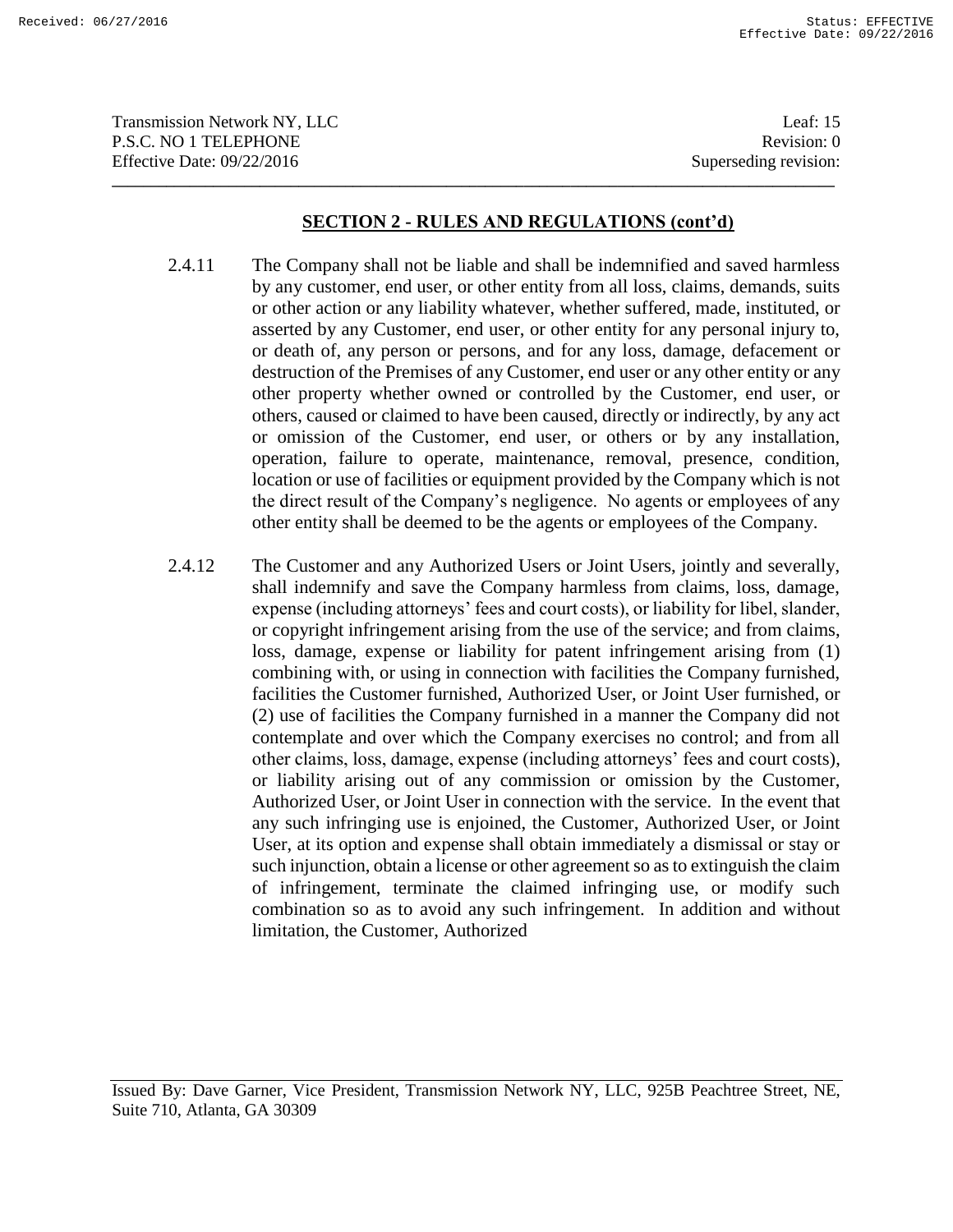## SECTION 2 - RULES AND REGULATIONS (cont'd)

2.4.11 The Company shall not be liable and shall be indemnified and saved harmless by any customer, end user, or other entity from all loss, claims, demands, suits or other action or any liability whatever, whether suffered, made, instituted, or asserted by any Customer, end user, or other entity for any personal injury to, or death of, any person or persons, and for any loss, damage, defacement or destruction of the Premises of any Customer, end user or any other entity or any other property whether owned or controlled by the Customer, end user, or others, caused or claimed to have been caused, directly or indirectly, by any act or omission of the Customer, end user, or others or by any installation, operation, failure to operate, maintenance, removal, presence, condition, location or use of facilities or equipment provided by the Company which is not the direct result of the Company's negligence. No agents or employees of any other entity shall be deemed to be the agents or employees of the Company.

2.4.12 The Customer and any Authorized Users or Joint Users, jointly and severally, shall indemnify and save the Company harmless from claims, loss, damage, expense (including attorneys' fees and court costs), or liability for libel, slander, or copyright infringement arising from the use of the service; and from claims, loss, damage, expense or liability for patent infringement arising from (1) combining with, or using in connection with facilities the Company furnished, facilities the Customer furnished, Authorized User, or Joint User furnished, or (2) use of facilities the Company furnished in a manner the Company did not contemplate and over which the Company exercises no control; and from all other claims, loss, damage, expense (including attorneys' fees and court costs), or liability arising out of any commission or omission by the Customer, Authorized User, or Joint User in connection with the service. In the event that any such infringing use is enjoined, the Customer, Authorized User, or Joint User, at its option and expense shall obtain immediately a dismissal or stay or such injunction, obtain a license or other agreement so as to extinguish the claim of infringement, terminate the claimed infringing use, or modify such combination so as to avoid any such infringement. In addition and without limitation, the Customer, Authorized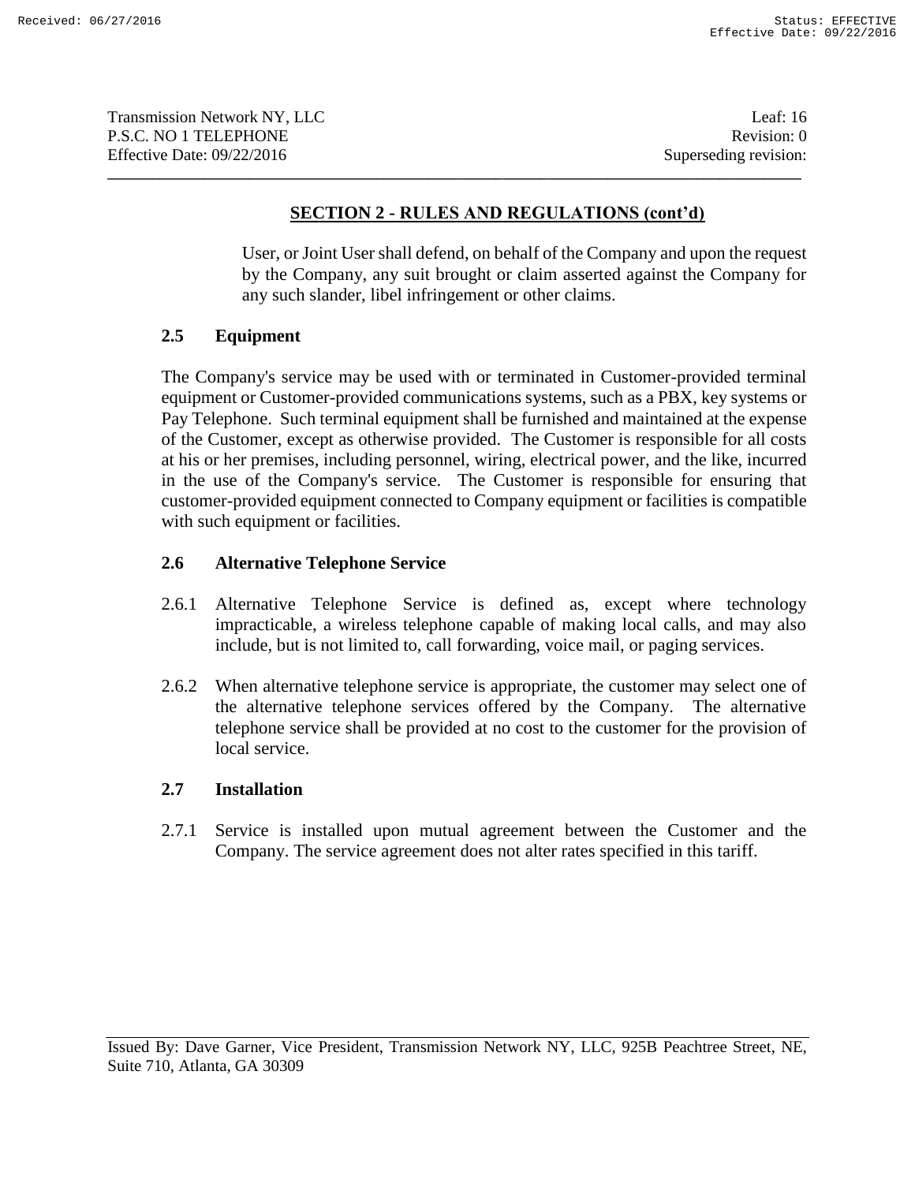## SECTION 2 - RULES AND REGULATIONS (cont'd)

User, or Joint User shall defend, on behalf of the Company and upon the request by the Company, any suit brought or claim asserted against the Company for any such slander, libel infringement or other claims.

### 2.5 Equipment

The Company's service may be used with or terminated in Customer-provided terminal equipment or Customer-provided communications systems, such as a PBX, key systems or Pay Telephone. Such terminal equipment shall be furnished and maintained at the expense of the Customer, except as otherwise provided. The Customer is responsible for all costs at his or her premises, including personnel, wiring, electrical power, and the like, incurred in the use of the Company's service. The Customer is responsible for ensuring that customer-provided equipment connected to Company equipment or facilities is compatible with such equipment or facilities.

### 2.6 Alternative Telephone Service

2.6.1 Alternative Telephone Service is defined as, except where technology impracticable, a wireless telephone capable of making local calls, and may also include, but is not limited to, call forwarding, voice mail, or paging services.

2.6.2 When alternative telephone service is appropriate, the customer may select one of the alternative telephone services offered by the Company. The alternative telephone service shall be provided at no cost to the customer for the provision of local service.

### 2.7 Installation

2.7.1 Service is installed upon mutual agreement between the Customer and the Company. The service agreement does not alter rates specified in this tariff.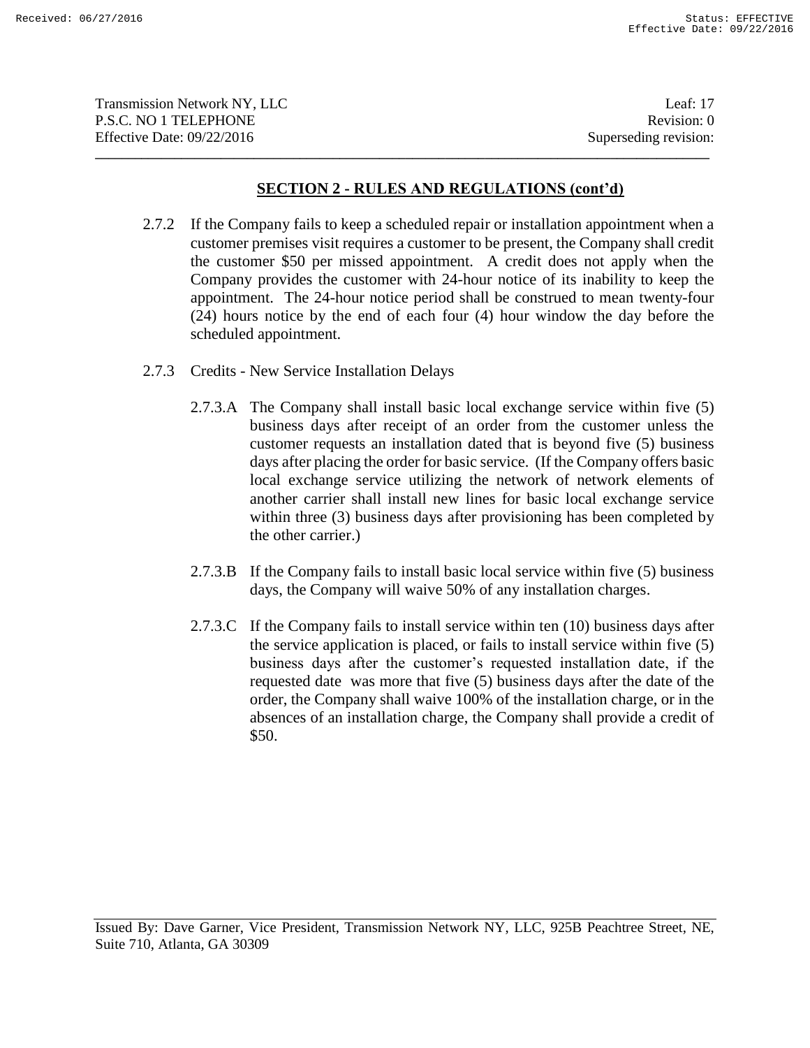## SECTION 2 - RULES AND REGULATIONS (cont'd)

2.7.2 If the Company fails to keep a scheduled repair or installation appointment when a customer premises visit requires a customer to be present, the Company shall credit the customer $50 per missed appointment. A credit does not apply when the Company provides the customer with 24-hour notice of its inability to keep the appointment. The 24-hour notice period shall be construed to mean twenty-four (24) hours notice by the end of each four (4) hour window the day before the scheduled appointment.

2.7.3 Credits - New Service Installation Delays

2.7.3.A The Company shall install basic local exchange service within five (5) business days after receipt of an order from the customer unless the customer requests an installation dated that is beyond five (5) business days after placing the order for basic service. (If the Company offers basic local exchange service utilizing the network of network elements of another carrier shall install new lines for basic local exchange service within three (3) business days after provisioning has been completed by the other carrier.)

2.7.3.B If the Company fails to install basic local service within five (5) business days, the Company will waive 50% of any installation charges.

2.7.3.C If the Company fails to install service within ten (10) business days after the service application is placed, or fails to install service within five (5) business days after the customer's requested installation date, if the requested date was more that five (5) business days after the date of the order, the Company shall waive 100% of the installation charge, or in the absences of an installation charge, the Company shall provide a credit of $50.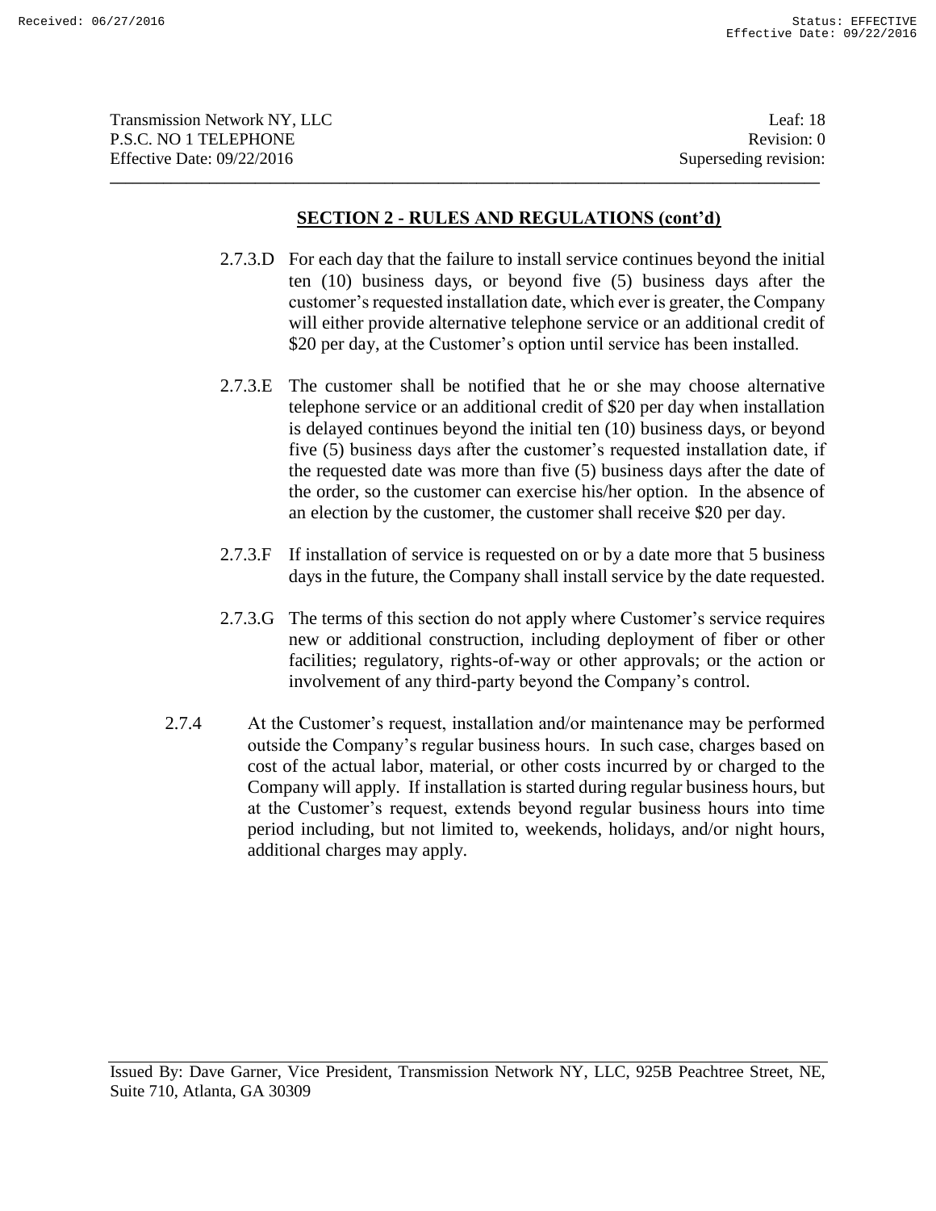## SECTION 2 - RULES AND REGULATIONS (cont'd)

2.7.3.D For each day that the failure to install service continues beyond the initial ten (10) business days, or beyond five (5) business days after the customer's requested installation date, which ever is greater, the Company will either provide alternative telephone service or an additional credit of $20 per day, at the Customer's option until service has been installed.

2.7.3.E The customer shall be notified that he or she may choose alternative telephone service or an additional credit of $20 per day when installation is delayed continues beyond the initial ten (10) business days, or beyond five (5) business days after the customer's requested installation date, if the requested date was more than five (5) business days after the date of the order, so the customer can exercise his/her option. In the absence of an election by the customer, the customer shall receive $20 per day.

2.7.3.F If installation of service is requested on or by a date more that 5 business days in the future, the Company shall install service by the date requested.

2.7.3.G The terms of this section do not apply where Customer's service requires new or additional construction, including deployment of fiber or other facilities; regulatory, rights-of-way or other approvals; or the action or involvement of any third-party beyond the Company's control.

2.7.4 At the Customer's request, installation and/or maintenance may be performed outside the Company's regular business hours. In such case, charges based on cost of the actual labor, material, or other costs incurred by or charged to the Company will apply. If installation is started during regular business hours, but at the Customer's request, extends beyond regular business hours into time period including, but not limited to, weekends, holidays, and/or night hours, additional charges may apply.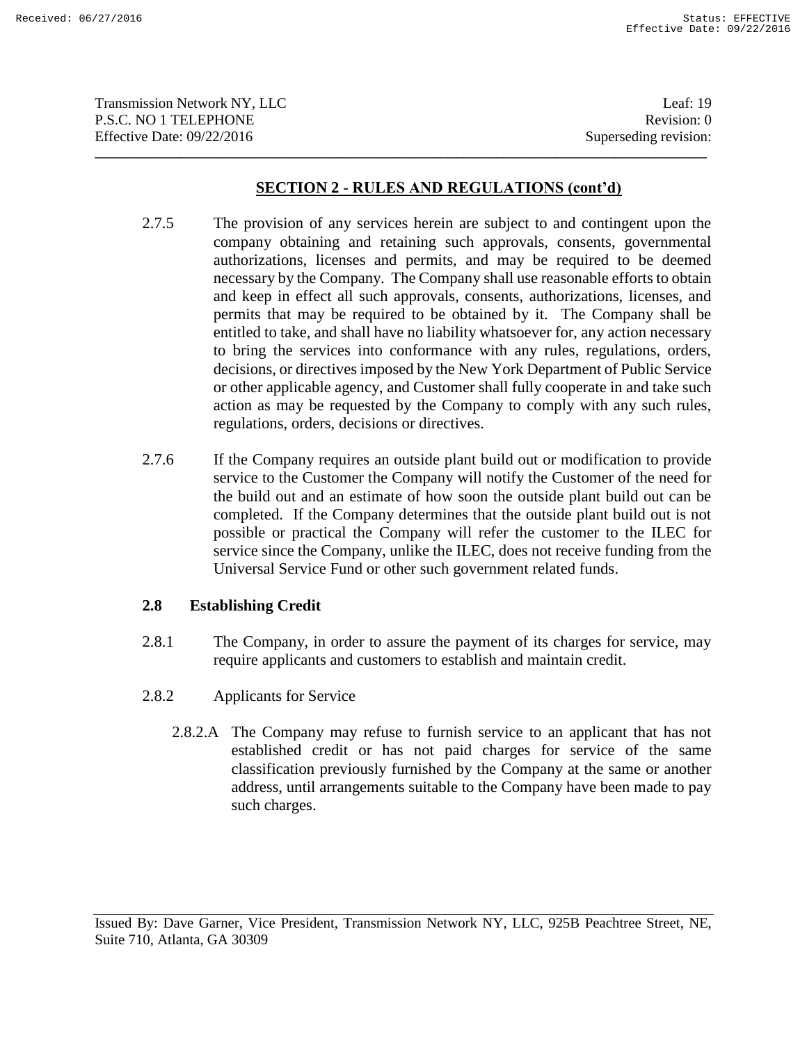## SECTION 2 - RULES AND REGULATIONS (cont'd)

2.7.5 The provision of any services herein are subject to and contingent upon the company obtaining and retaining such approvals, consents, governmental authorizations, licenses and permits, and may be required to be deemed necessary by the Company. The Company shall use reasonable efforts to obtain and keep in effect all such approvals, consents, authorizations, licenses, and permits that may be required to be obtained by it. The Company shall be entitled to take, and shall have no liability whatsoever for, any action necessary to bring the services into conformance with any rules, regulations, orders, decisions, or directives imposed by the New York Department of Public Service or other applicable agency, and Customer shall fully cooperate in and take such action as may be requested by the Company to comply with any such rules, regulations, orders, decisions or directives.

2.7.6 If the Company requires an outside plant build out or modification to provide service to the Customer the Company will notify the Customer of the need for the build out and an estimate of how soon the outside plant build out can be completed. If the Company determines that the outside plant build out is not possible or practical the Company will refer the customer to the ILEC for service since the Company, unlike the ILEC, does not receive funding from the Universal Service Fund or other such government related funds.

### 2.8 Establishing Credit

2.8.1 The Company, in order to assure the payment of its charges for service, may require applicants and customers to establish and maintain credit.

2.8.2 Applicants for Service

2.8.2.A The Company may refuse to furnish service to an applicant that has not established credit or has not paid charges for service of the same classification previously furnished by the Company at the same or another address, until arrangements suitable to the Company have been made to pay such charges.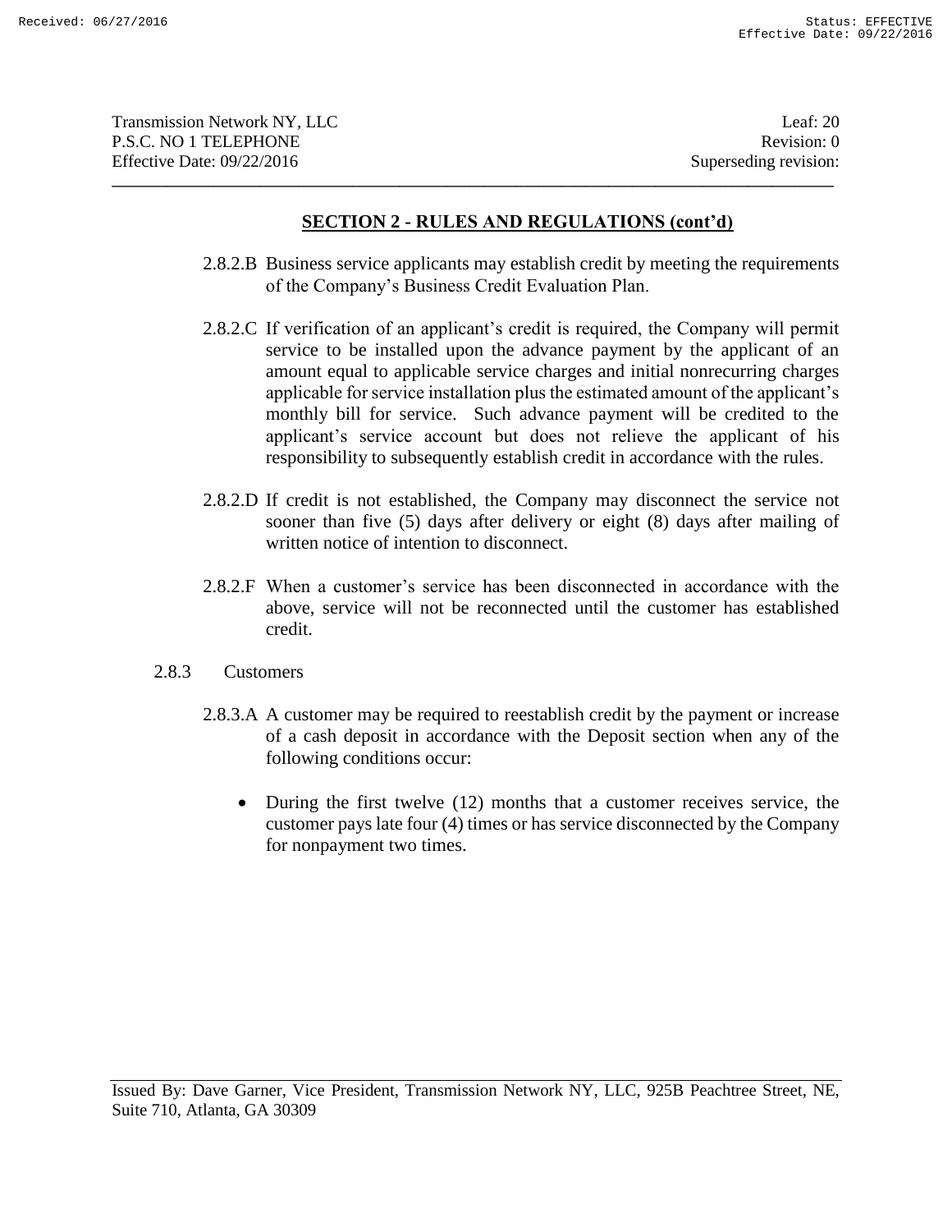## SECTION 2 - RULES AND REGULATIONS (cont'd)

2.8.2.B Business service applicants may establish credit by meeting the requirements of the Company's Business Credit Evaluation Plan.

2.8.2.C If verification of an applicant's credit is required, the Company will permit service to be installed upon the advance payment by the applicant of an amount equal to applicable service charges and initial nonrecurring charges applicable for service installation plus the estimated amount of the applicant's monthly bill for service. Such advance payment will be credited to the applicant's service account but does not relieve the applicant of his responsibility to subsequently establish credit in accordance with the rules.

2.8.2.D If credit is not established, the Company may disconnect the service not sooner than five (5) days after delivery or eight (8) days after mailing of written notice of intention to disconnect.

2.8.2.F When a customer's service has been disconnected in accordance with the above, service will not be reconnected until the customer has established credit.

2.8.3 Customers

2.8.3.A A customer may be required to reestablish credit by the payment or increase of a cash deposit in accordance with the Deposit section when any of the following conditions occur:

- During the first twelve (12) months that a customer receives service, the customer pays late four (4) times or has service disconnected by the Company for nonpayment two times.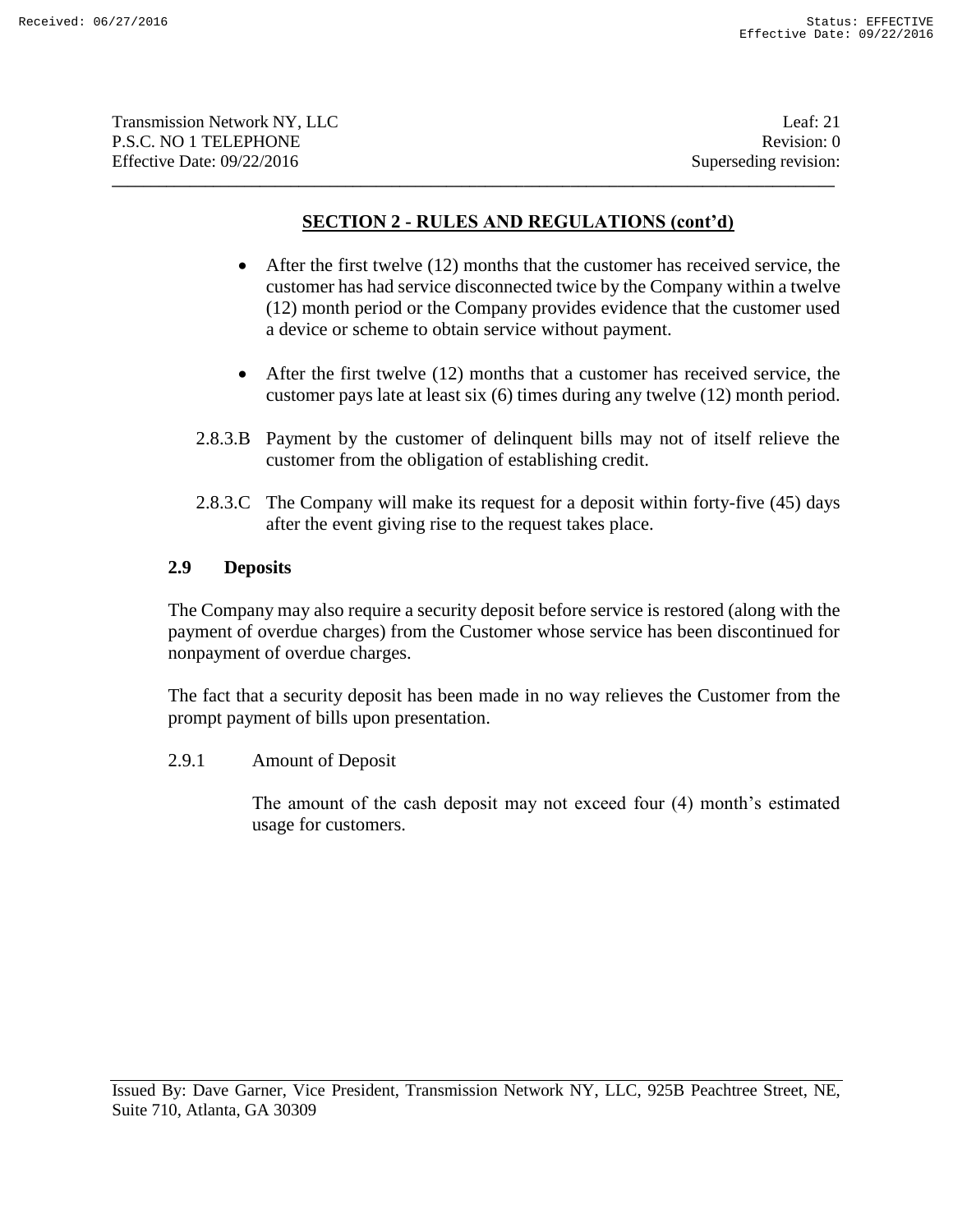## SECTION 2 - RULES AND REGULATIONS (cont'd)

- After the first twelve (12) months that the customer has received service, the customer has had service disconnected twice by the Company within a twelve (12) month period or the Company provides evidence that the customer used a device or scheme to obtain service without payment.

- After the first twelve (12) months that a customer has received service, the customer pays late at least six (6) times during any twelve (12) month period.

2.8.3.B Payment by the customer of delinquent bills may not of itself relieve the customer from the obligation of establishing credit.

2.8.3.C The Company will make its request for a deposit within forty-five (45) days after the event giving rise to the request takes place.

### 2.9 Deposits

The Company may also require a security deposit before service is restored (along with the payment of overdue charges) from the Customer whose service has been discontinued for nonpayment of overdue charges.

The fact that a security deposit has been made in no way relieves the Customer from the prompt payment of bills upon presentation.

2.9.1 Amount of Deposit

The amount of the cash deposit may not exceed four (4) month's estimated usage for customers.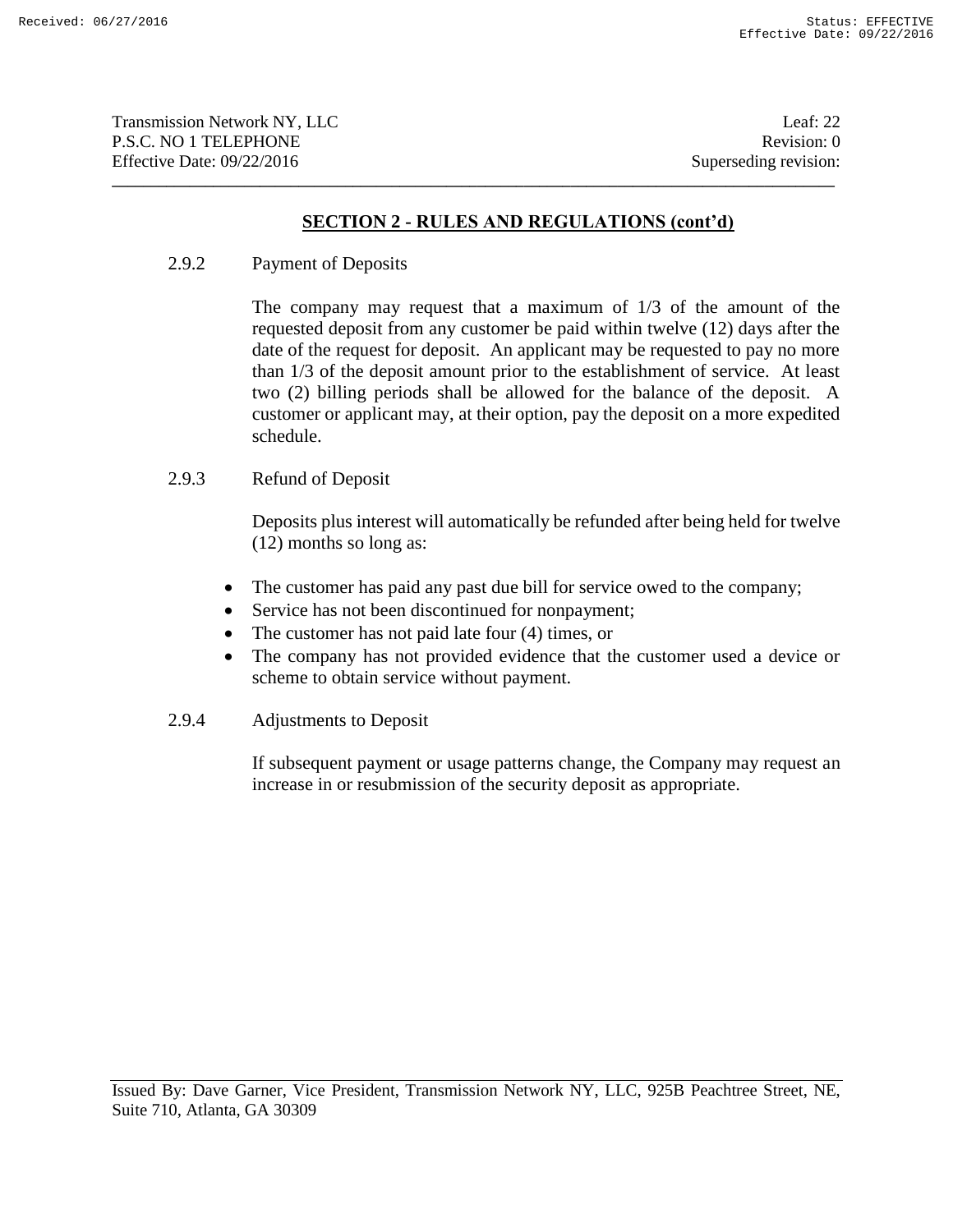## SECTION 2 - RULES AND REGULATIONS (cont'd)

2.9.2 Payment of Deposits

The company may request that a maximum of 1/3 of the amount of the requested deposit from any customer be paid within twelve (12) days after the date of the request for deposit. An applicant may be requested to pay no more than 1/3 of the deposit amount prior to the establishment of service. At least two (2) billing periods shall be allowed for the balance of the deposit. A customer or applicant may, at their option, pay the deposit on a more expedited schedule.

2.9.3 Refund of Deposit

Deposits plus interest will automatically be refunded after being held for twelve (12) months so long as:

- The customer has paid any past due bill for service owed to the company;
- Service has not been discontinued for nonpayment;
- The customer has not paid late four (4) times, or
- The company has not provided evidence that the customer used a device or scheme to obtain service without payment.

2.9.4 Adjustments to Deposit

If subsequent payment or usage patterns change, the Company may request an increase in or resubmission of the security deposit as appropriate.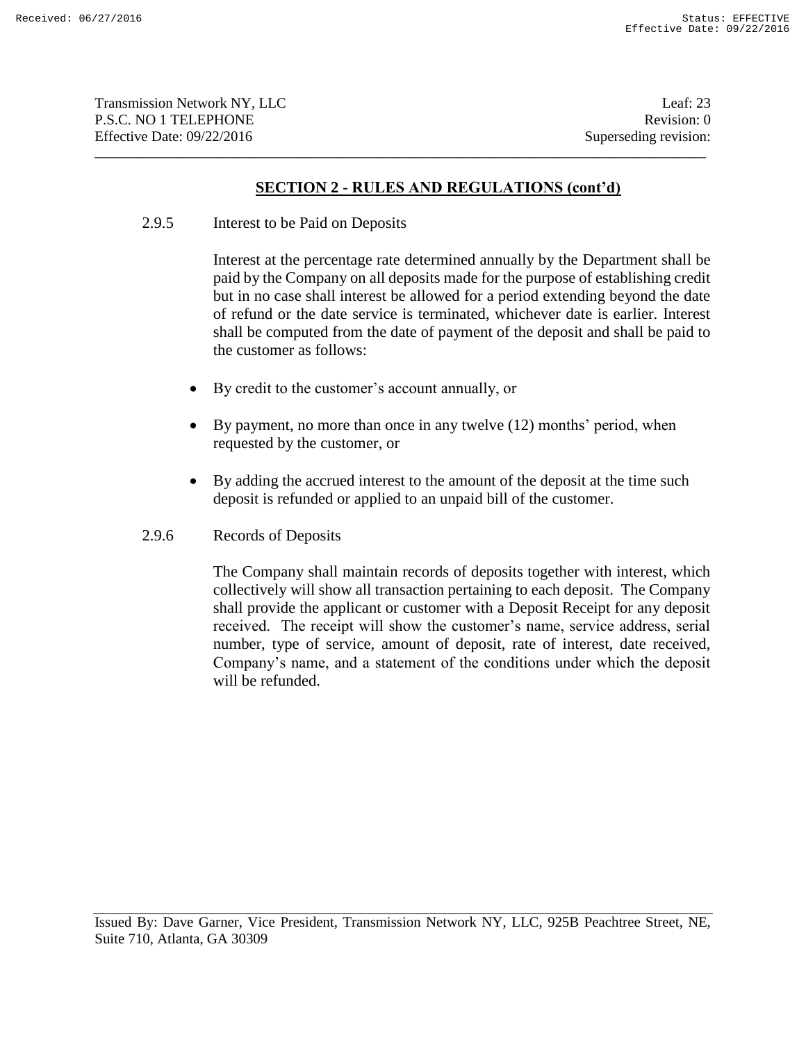## SECTION 2 - RULES AND REGULATIONS (cont'd)

2.9.5 Interest to be Paid on Deposits

Interest at the percentage rate determined annually by the Department shall be paid by the Company on all deposits made for the purpose of establishing credit but in no case shall interest be allowed for a period extending beyond the date of refund or the date service is terminated, whichever date is earlier. Interest shall be computed from the date of payment of the deposit and shall be paid to the customer as follows:

- By credit to the customer's account annually, or
- By payment, no more than once in any twelve (12) months' period, when requested by the customer, or
- By adding the accrued interest to the amount of the deposit at the time such deposit is refunded or applied to an unpaid bill of the customer.

2.9.6 Records of Deposits

The Company shall maintain records of deposits together with interest, which collectively will show all transaction pertaining to each deposit. The Company shall provide the applicant or customer with a Deposit Receipt for any deposit received. The receipt will show the customer's name, service address, serial number, type of service, amount of deposit, rate of interest, date received, Company's name, and a statement of the conditions under which the deposit will be refunded.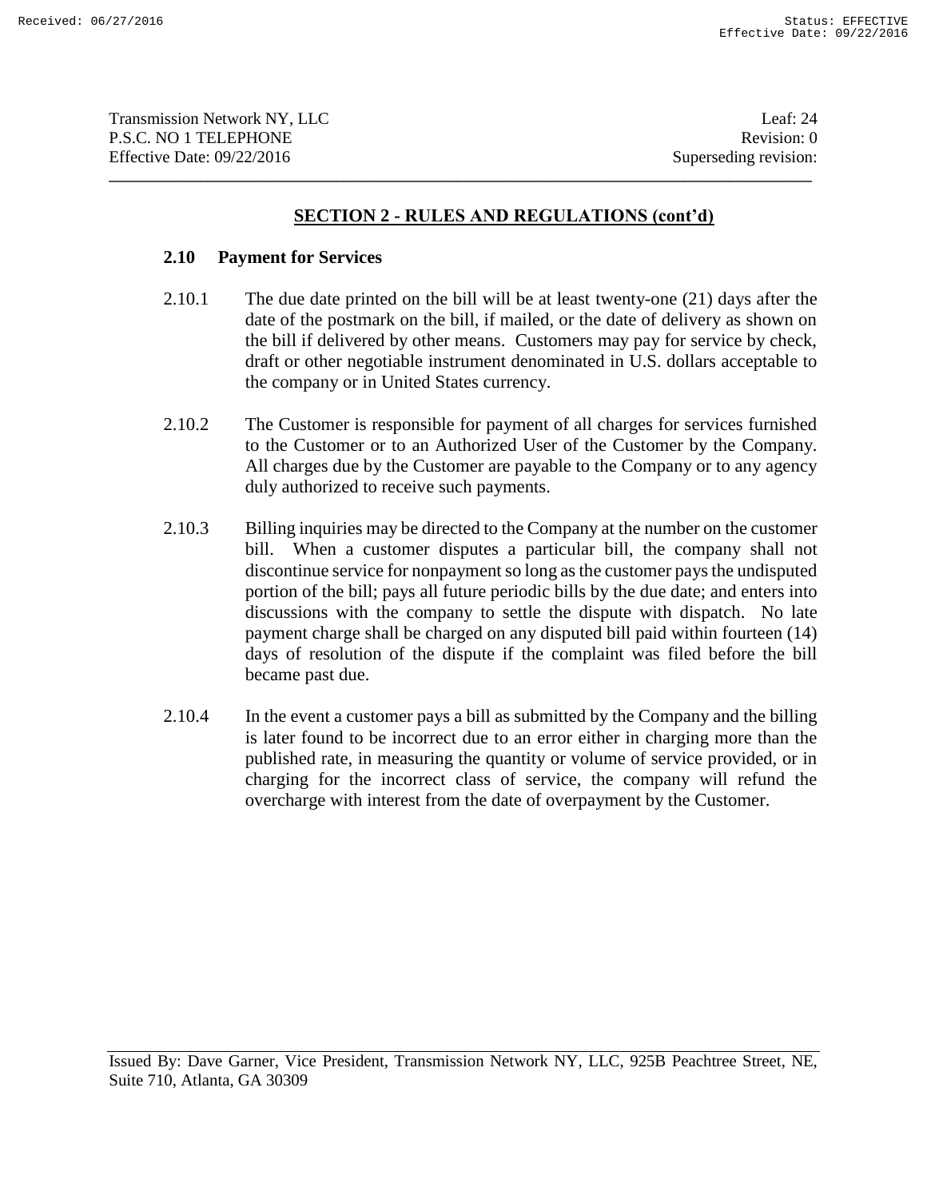## SECTION 2 - RULES AND REGULATIONS (cont'd)

### 2.10 Payment for Services

2.10.1 The due date printed on the bill will be at least twenty-one (21) days after the date of the postmark on the bill, if mailed, or the date of delivery as shown on the bill if delivered by other means. Customers may pay for service by check, draft or other negotiable instrument denominated in U.S. dollars acceptable to the company or in United States currency.

2.10.2 The Customer is responsible for payment of all charges for services furnished to the Customer or to an Authorized User of the Customer by the Company. All charges due by the Customer are payable to the Company or to any agency duly authorized to receive such payments.

2.10.3 Billing inquiries may be directed to the Company at the number on the customer bill. When a customer disputes a particular bill, the company shall not discontinue service for nonpayment so long as the customer pays the undisputed portion of the bill; pays all future periodic bills by the due date; and enters into discussions with the company to settle the dispute with dispatch. No late payment charge shall be charged on any disputed bill paid within fourteen (14) days of resolution of the dispute if the complaint was filed before the bill became past due.

2.10.4 In the event a customer pays a bill as submitted by the Company and the billing is later found to be incorrect due to an error either in charging more than the published rate, in measuring the quantity or volume of service provided, or in charging for the incorrect class of service, the company will refund the overcharge with interest from the date of overpayment by the Customer.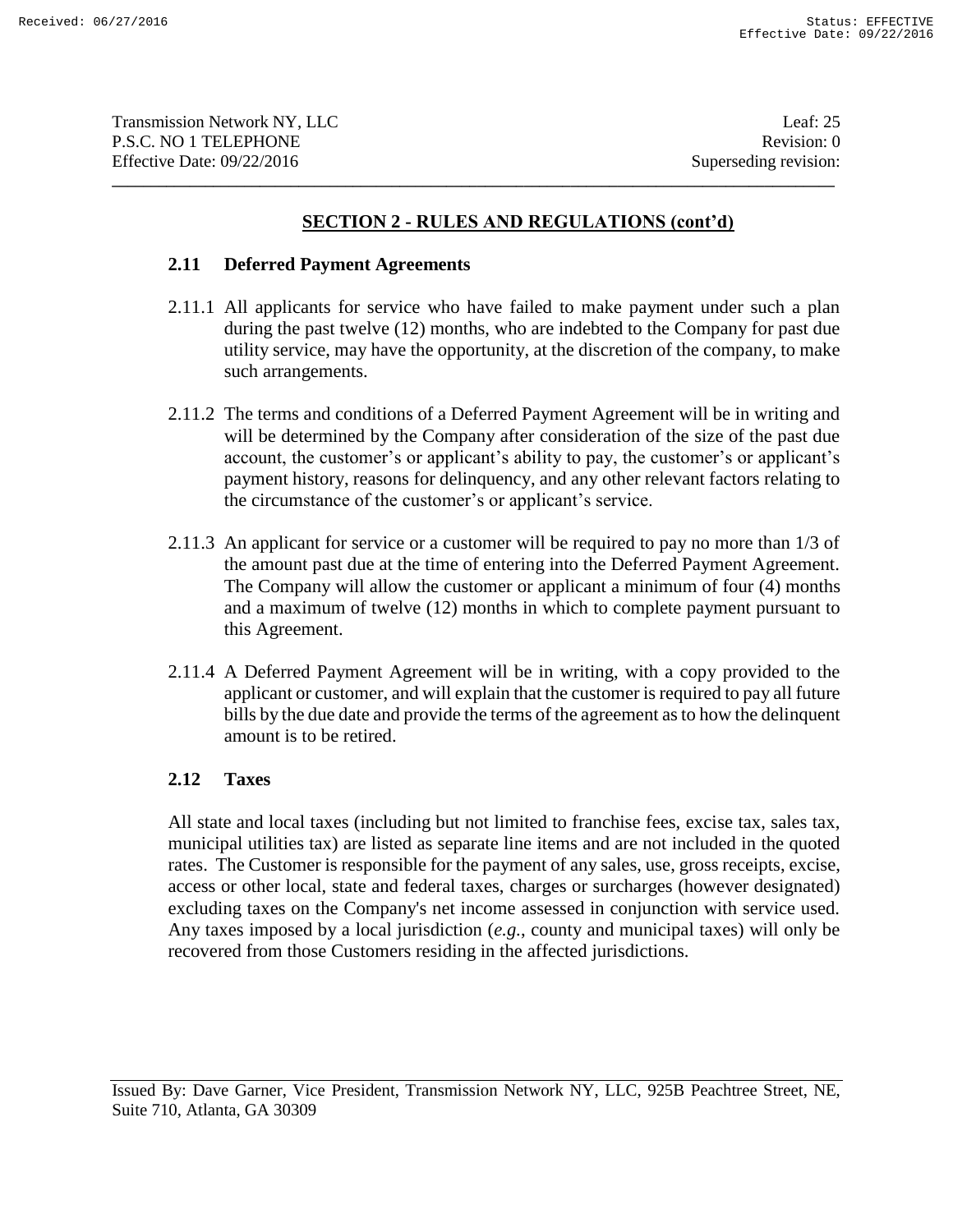## SECTION 2 - RULES AND REGULATIONS (cont'd)

### 2.11 Deferred Payment Agreements

2.11.1 All applicants for service who have failed to make payment under such a plan during the past twelve (12) months, who are indebted to the Company for past due utility service, may have the opportunity, at the discretion of the company, to make such arrangements.

2.11.2 The terms and conditions of a Deferred Payment Agreement will be in writing and will be determined by the Company after consideration of the size of the past due account, the customer's or applicant's ability to pay, the customer's or applicant's payment history, reasons for delinquency, and any other relevant factors relating to the circumstance of the customer's or applicant's service.

2.11.3 An applicant for service or a customer will be required to pay no more than 1/3 of the amount past due at the time of entering into the Deferred Payment Agreement. The Company will allow the customer or applicant a minimum of four (4) months and a maximum of twelve (12) months in which to complete payment pursuant to this Agreement.

2.11.4 A Deferred Payment Agreement will be in writing, with a copy provided to the applicant or customer, and will explain that the customer is required to pay all future bills by the due date and provide the terms of the agreement as to how the delinquent amount is to be retired.

### 2.12 Taxes

All state and local taxes (including but not limited to franchise fees, excise tax, sales tax, municipal utilities tax) are listed as separate line items and are not included in the quoted rates. The Customer is responsible for the payment of any sales, use, gross receipts, excise, access or other local, state and federal taxes, charges or surcharges (however designated) excluding taxes on the Company's net income assessed in conjunction with service used. Any taxes imposed by a local jurisdiction (*e.g.*, county and municipal taxes) will only be recovered from those Customers residing in the affected jurisdictions.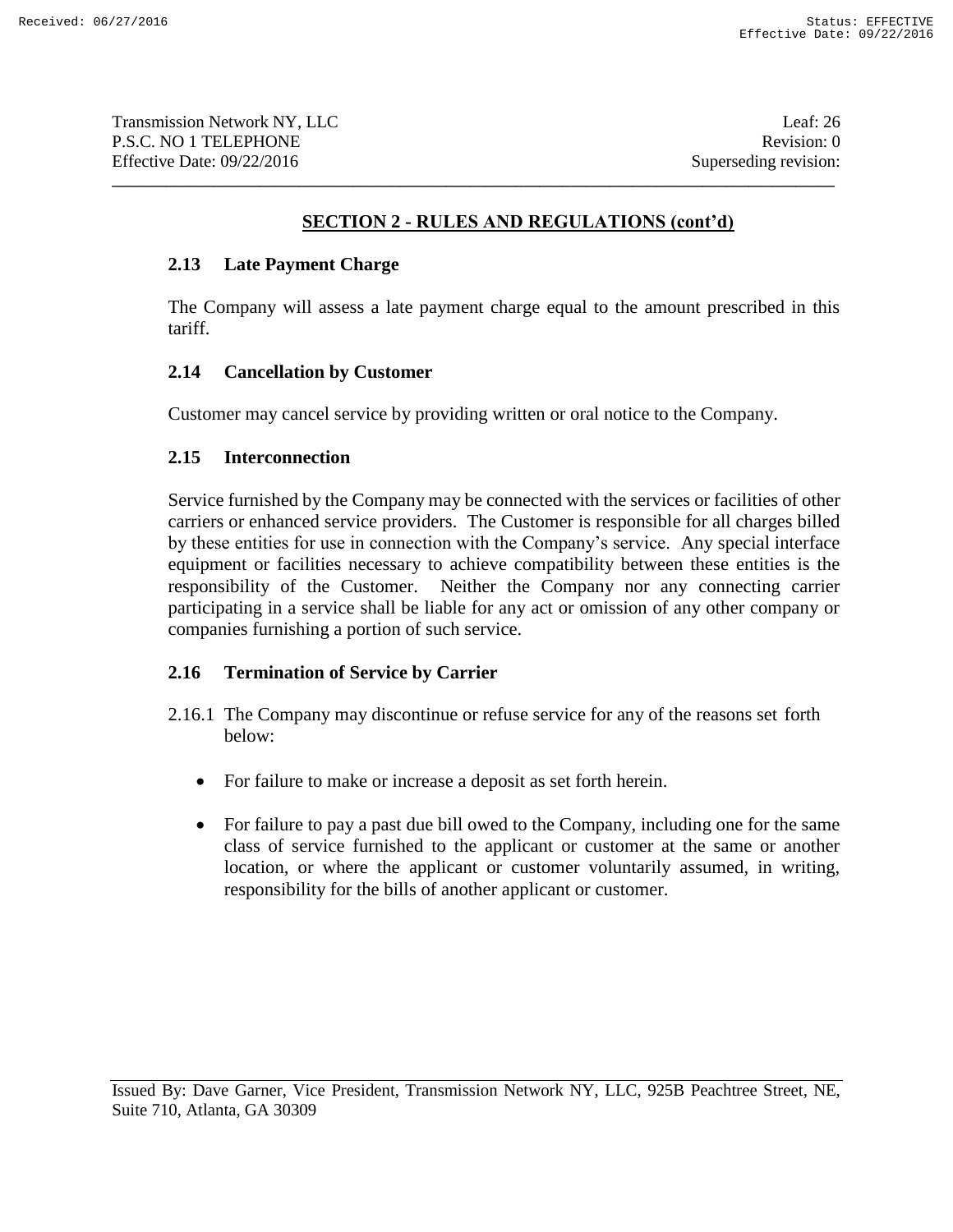## SECTION 2 - RULES AND REGULATIONS (cont'd)

### 2.13 Late Payment Charge

The Company will assess a late payment charge equal to the amount prescribed in this tariff.

### 2.14 Cancellation by Customer

Customer may cancel service by providing written or oral notice to the Company.

### 2.15 Interconnection

Service furnished by the Company may be connected with the services or facilities of other carriers or enhanced service providers. The Customer is responsible for all charges billed by these entities for use in connection with the Company's service. Any special interface equipment or facilities necessary to achieve compatibility between these entities is the responsibility of the Customer. Neither the Company nor any connecting carrier participating in a service shall be liable for any act or omission of any other company or companies furnishing a portion of such service.

### 2.16 Termination of Service by Carrier

2.16.1 The Company may discontinue or refuse service for any of the reasons set forth below:

- For failure to make or increase a deposit as set forth herein.
- For failure to pay a past due bill owed to the Company, including one for the same class of service furnished to the applicant or customer at the same or another location, or where the applicant or customer voluntarily assumed, in writing, responsibility for the bills of another applicant or customer.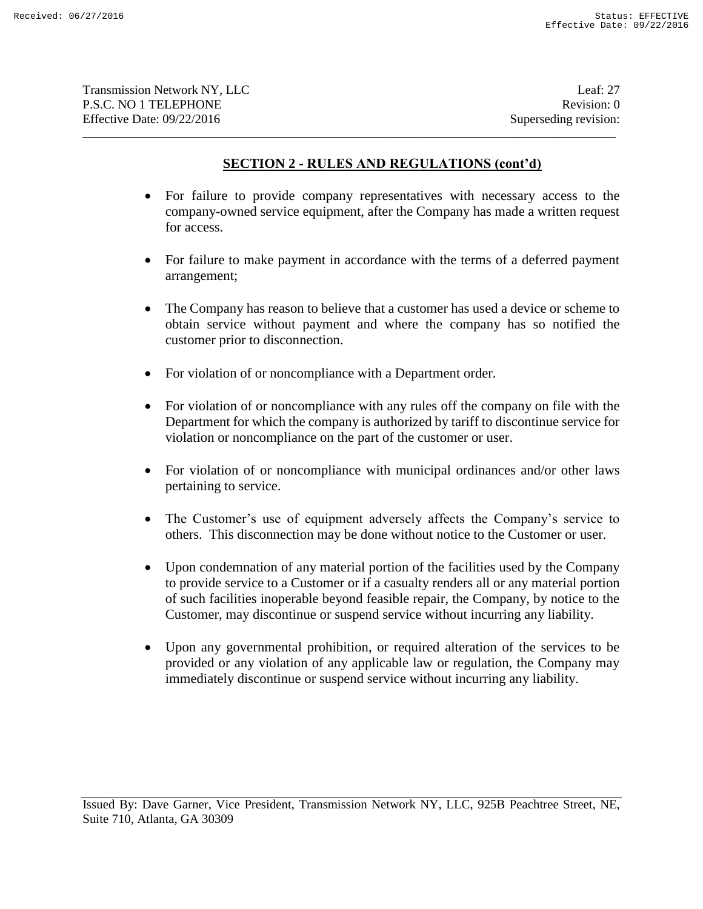## SECTION 2 - RULES AND REGULATIONS (cont'd)

- For failure to provide company representatives with necessary access to the company-owned service equipment, after the Company has made a written request for access.

- For failure to make payment in accordance with the terms of a deferred payment arrangement;

- The Company has reason to believe that a customer has used a device or scheme to obtain service without payment and where the company has so notified the customer prior to disconnection.

- For violation of or noncompliance with a Department order.

- For violation of or noncompliance with any rules off the company on file with the Department for which the company is authorized by tariff to discontinue service for violation or noncompliance on the part of the customer or user.

- For violation of or noncompliance with municipal ordinances and/or other laws pertaining to service.

- The Customer's use of equipment adversely affects the Company's service to others. This disconnection may be done without notice to the Customer or user.

- Upon condemnation of any material portion of the facilities used by the Company to provide service to a Customer or if a casualty renders all or any material portion of such facilities inoperable beyond feasible repair, the Company, by notice to the Customer, may discontinue or suspend service without incurring any liability.

- Upon any governmental prohibition, or required alteration of the services to be provided or any violation of any applicable law or regulation, the Company may immediately discontinue or suspend service without incurring any liability.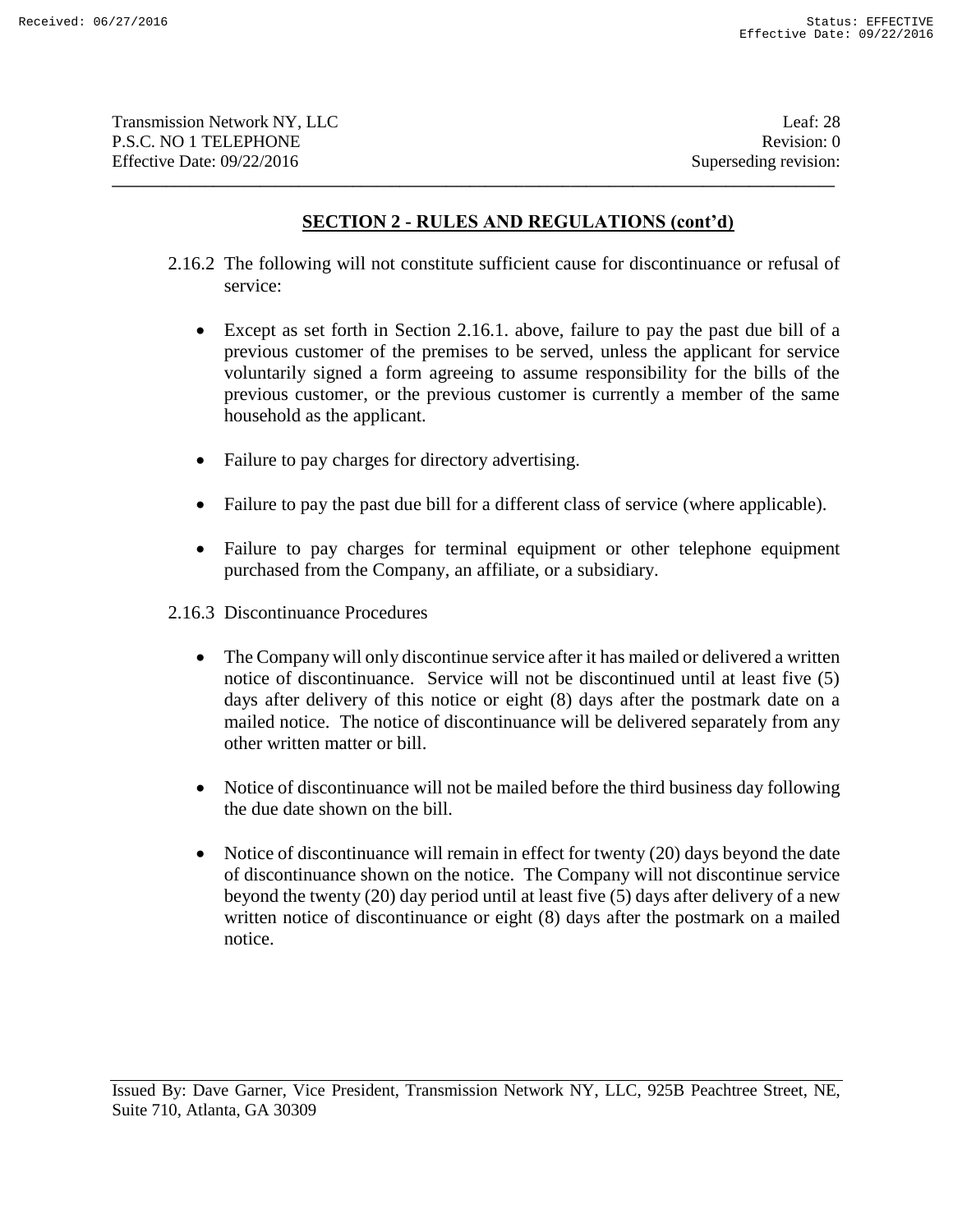## SECTION 2 - RULES AND REGULATIONS (cont'd)

2.16.2 The following will not constitute sufficient cause for discontinuance or refusal of service:

- Except as set forth in Section 2.16.1. above, failure to pay the past due bill of a previous customer of the premises to be served, unless the applicant for service voluntarily signed a form agreeing to assume responsibility for the bills of the previous customer, or the previous customer is currently a member of the same household as the applicant.
- Failure to pay charges for directory advertising.
- Failure to pay the past due bill for a different class of service (where applicable).
- Failure to pay charges for terminal equipment or other telephone equipment purchased from the Company, an affiliate, or a subsidiary.

2.16.3 Discontinuance Procedures

- The Company will only discontinue service after it has mailed or delivered a written notice of discontinuance. Service will not be discontinued until at least five (5) days after delivery of this notice or eight (8) days after the postmark date on a mailed notice. The notice of discontinuance will be delivered separately from any other written matter or bill.
- Notice of discontinuance will not be mailed before the third business day following the due date shown on the bill.
- Notice of discontinuance will remain in effect for twenty (20) days beyond the date of discontinuance shown on the notice. The Company will not discontinue service beyond the twenty (20) day period until at least five (5) days after delivery of a new written notice of discontinuance or eight (8) days after the postmark on a mailed notice.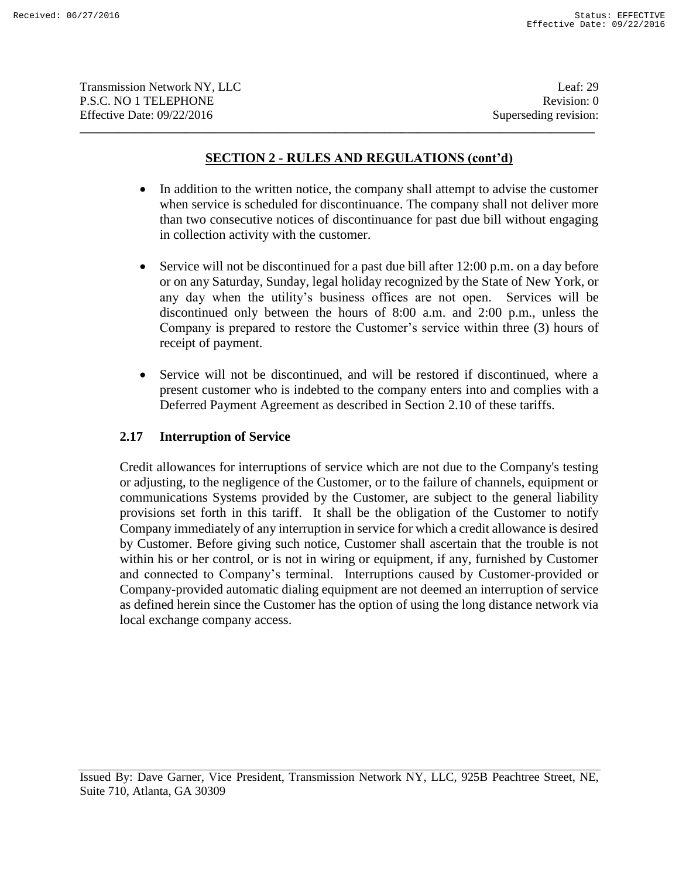## SECTION 2 - RULES AND REGULATIONS (cont'd)

- In addition to the written notice, the company shall attempt to advise the customer when service is scheduled for discontinuance. The company shall not deliver more than two consecutive notices of discontinuance for past due bill without engaging in collection activity with the customer.

- Service will not be discontinued for a past due bill after 12:00 p.m. on a day before or on any Saturday, Sunday, legal holiday recognized by the State of New York, or any day when the utility's business offices are not open. Services will be discontinued only between the hours of 8:00 a.m. and 2:00 p.m., unless the Company is prepared to restore the Customer's service within three (3) hours of receipt of payment.

- Service will not be discontinued, and will be restored if discontinued, where a present customer who is indebted to the company enters into and complies with a Deferred Payment Agreement as described in Section 2.10 of these tariffs.

### 2.17 Interruption of Service

Credit allowances for interruptions of service which are not due to the Company's testing or adjusting, to the negligence of the Customer, or to the failure of channels, equipment or communications Systems provided by the Customer, are subject to the general liability provisions set forth in this tariff. It shall be the obligation of the Customer to notify Company immediately of any interruption in service for which a credit allowance is desired by Customer. Before giving such notice, Customer shall ascertain that the trouble is not within his or her control, or is not in wiring or equipment, if any, furnished by Customer and connected to Company's terminal. Interruptions caused by Customer-provided or Company-provided automatic dialing equipment are not deemed an interruption of service as defined herein since the Customer has the option of using the long distance network via local exchange company access.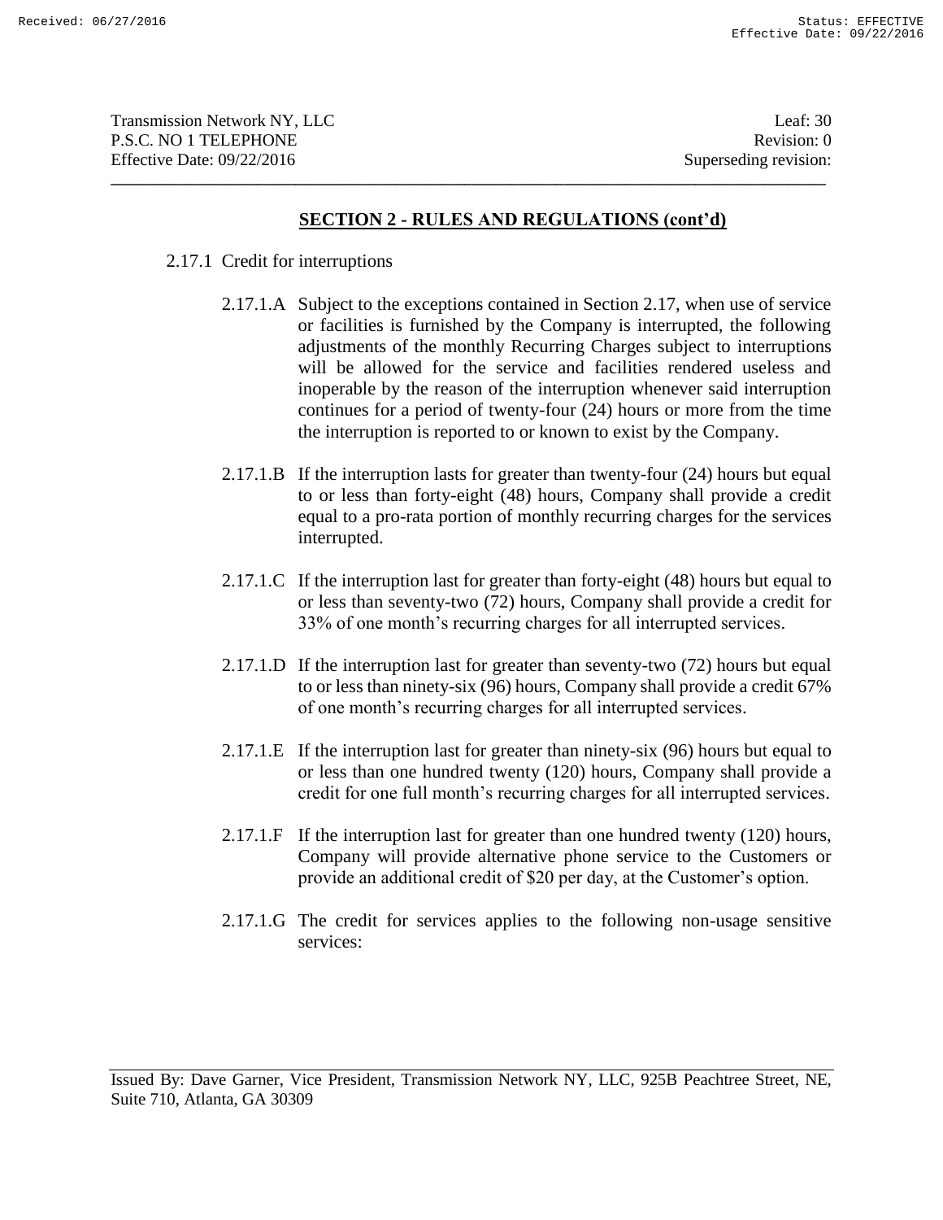## SECTION 2 - RULES AND REGULATIONS (cont'd)

2.17.1 Credit for interruptions

2.17.1.A Subject to the exceptions contained in Section 2.17, when use of service or facilities is furnished by the Company is interrupted, the following adjustments of the monthly Recurring Charges subject to interruptions will be allowed for the service and facilities rendered useless and inoperable by the reason of the interruption whenever said interruption continues for a period of twenty-four (24) hours or more from the time the interruption is reported to or known to exist by the Company.

2.17.1.B If the interruption lasts for greater than twenty-four (24) hours but equal to or less than forty-eight (48) hours, Company shall provide a credit equal to a pro-rata portion of monthly recurring charges for the services interrupted.

2.17.1.C If the interruption last for greater than forty-eight (48) hours but equal to or less than seventy-two (72) hours, Company shall provide a credit for 33% of one month's recurring charges for all interrupted services.

2.17.1.D If the interruption last for greater than seventy-two (72) hours but equal to or less than ninety-six (96) hours, Company shall provide a credit 67% of one month's recurring charges for all interrupted services.

2.17.1.E If the interruption last for greater than ninety-six (96) hours but equal to or less than one hundred twenty (120) hours, Company shall provide a credit for one full month's recurring charges for all interrupted services.

2.17.1.F If the interruption last for greater than one hundred twenty (120) hours, Company will provide alternative phone service to the Customers or provide an additional credit of $20 per day, at the Customer's option.

2.17.1.G The credit for services applies to the following non-usage sensitive services: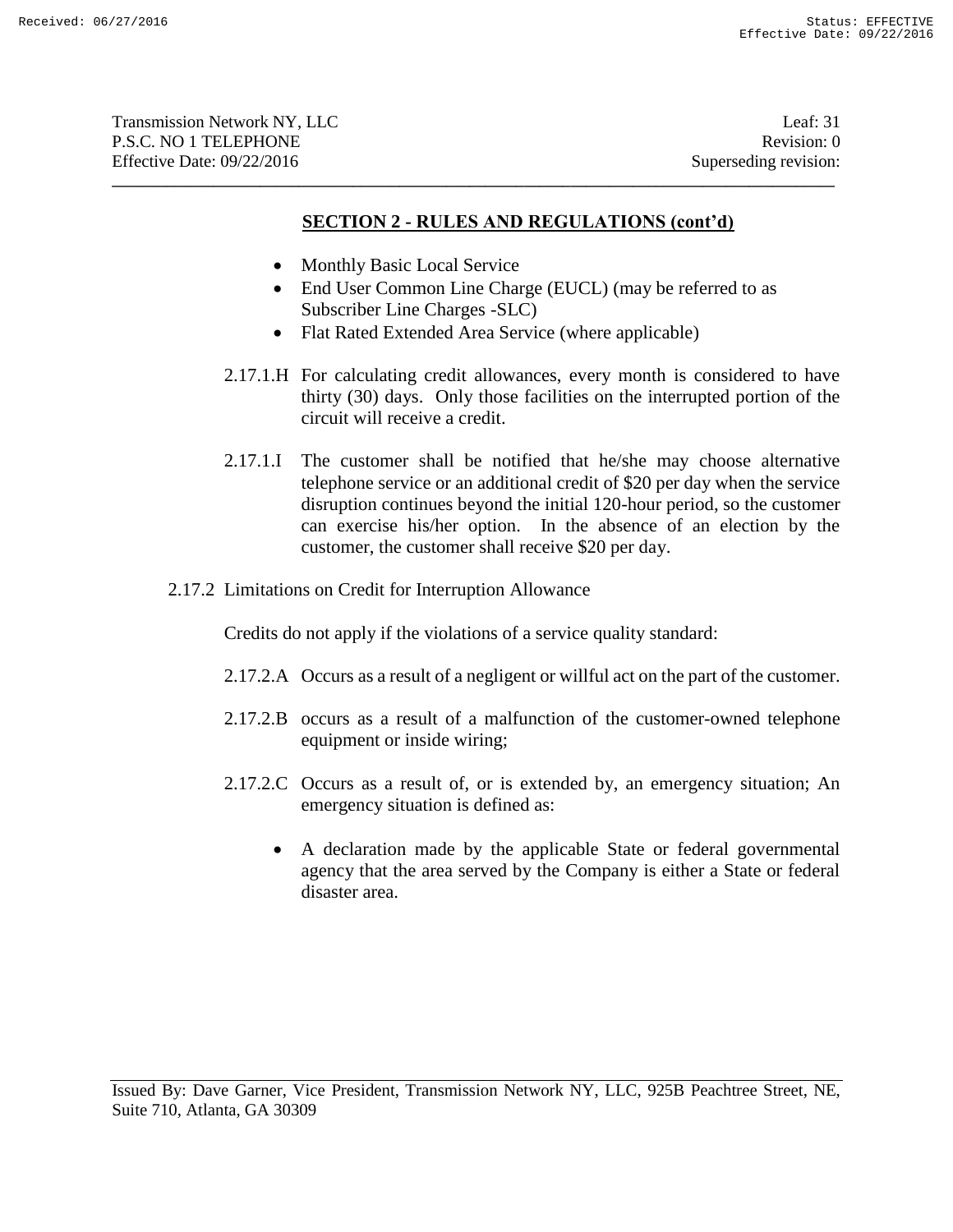## SECTION 2 - RULES AND REGULATIONS (cont'd)

- Monthly Basic Local Service
- End User Common Line Charge (EUCL) (may be referred to as Subscriber Line Charges -SLC)
- Flat Rated Extended Area Service (where applicable)

2.17.1.H For calculating credit allowances, every month is considered to have thirty (30) days. Only those facilities on the interrupted portion of the circuit will receive a credit.

2.17.1.I The customer shall be notified that he/she may choose alternative telephone service or an additional credit of $20 per day when the service disruption continues beyond the initial 120-hour period, so the customer can exercise his/her option. In the absence of an election by the customer, the customer shall receive $20 per day.

2.17.2 Limitations on Credit for Interruption Allowance

Credits do not apply if the violations of a service quality standard:

2.17.2.A Occurs as a result of a negligent or willful act on the part of the customer.

2.17.2.B occurs as a result of a malfunction of the customer-owned telephone equipment or inside wiring;

2.17.2.C Occurs as a result of, or is extended by, an emergency situation; An emergency situation is defined as:

- A declaration made by the applicable State or federal governmental agency that the area served by the Company is either a State or federal disaster area.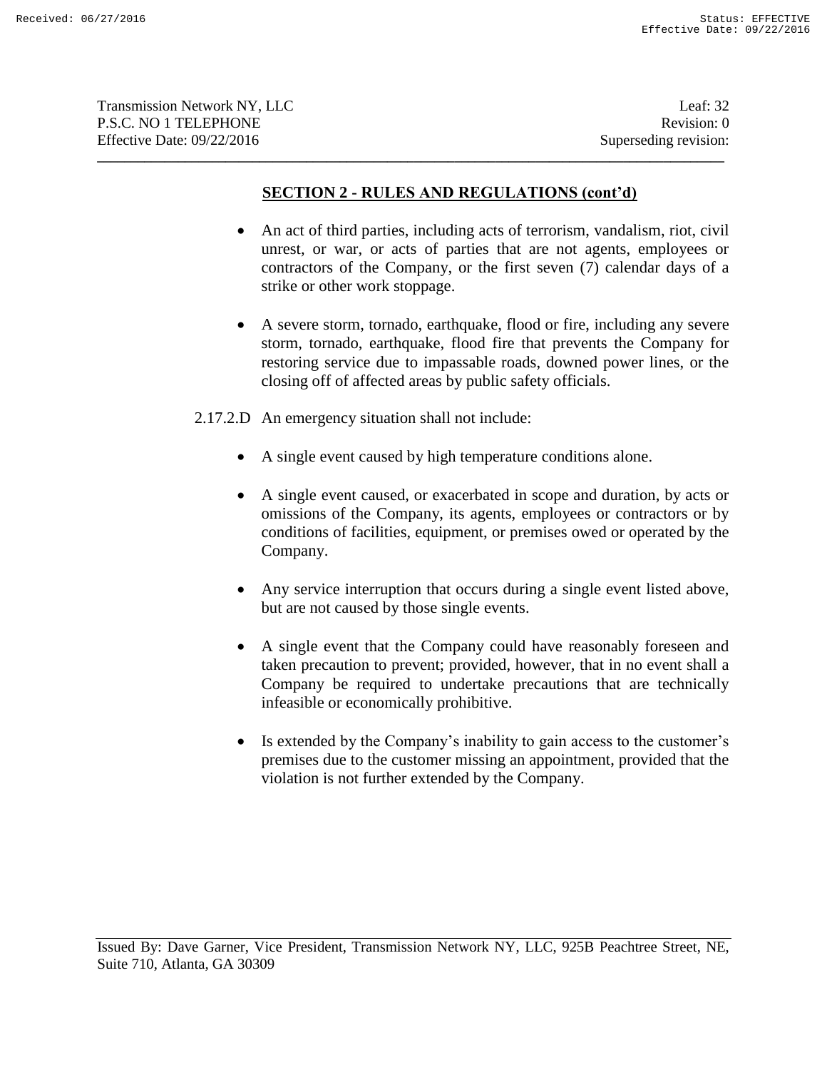## SECTION 2 - RULES AND REGULATIONS (cont'd)

- An act of third parties, including acts of terrorism, vandalism, riot, civil unrest, or war, or acts of parties that are not agents, employees or contractors of the Company, or the first seven (7) calendar days of a strike or other work stoppage.

- A severe storm, tornado, earthquake, flood or fire, including any severe storm, tornado, earthquake, flood fire that prevents the Company for restoring service due to impassable roads, downed power lines, or the closing off of affected areas by public safety officials.

2.17.2.D An emergency situation shall not include:

- A single event caused by high temperature conditions alone.

- A single event caused, or exacerbated in scope and duration, by acts or omissions of the Company, its agents, employees or contractors or by conditions of facilities, equipment, or premises owed or operated by the Company.

- Any service interruption that occurs during a single event listed above, but are not caused by those single events.

- A single event that the Company could have reasonably foreseen and taken precaution to prevent; provided, however, that in no event shall a Company be required to undertake precautions that are technically infeasible or economically prohibitive.

- Is extended by the Company's inability to gain access to the customer's premises due to the customer missing an appointment, provided that the violation is not further extended by the Company.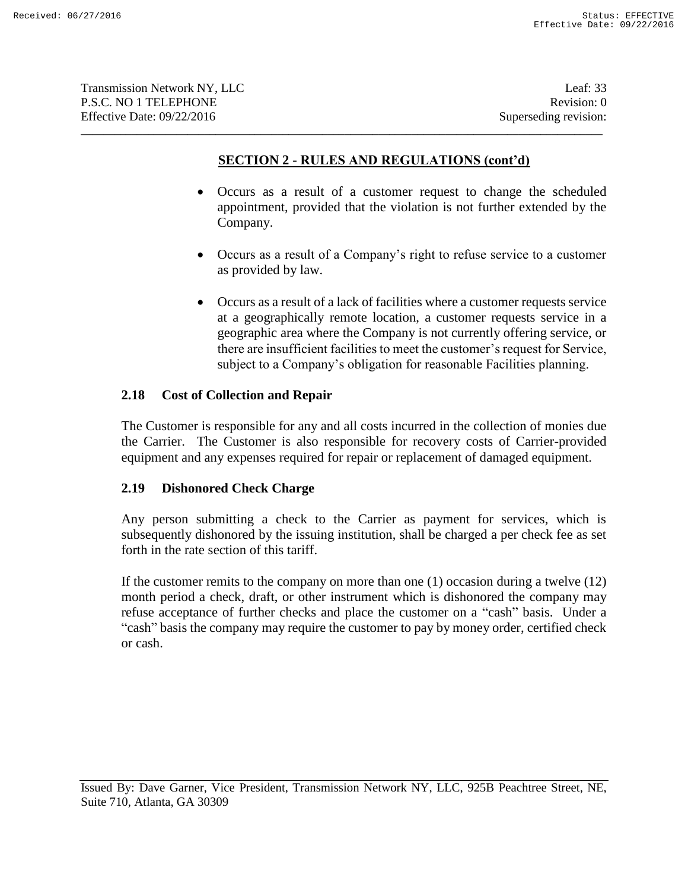## SECTION 2 - RULES AND REGULATIONS (cont'd)

- Occurs as a result of a customer request to change the scheduled appointment, provided that the violation is not further extended by the Company.
- Occurs as a result of a Company's right to refuse service to a customer as provided by law.
- Occurs as a result of a lack of facilities where a customer requests service at a geographically remote location, a customer requests service in a geographic area where the Company is not currently offering service, or there are insufficient facilities to meet the customer's request for Service, subject to a Company's obligation for reasonable Facilities planning.

### 2.18 Cost of Collection and Repair

The Customer is responsible for any and all costs incurred in the collection of monies due the Carrier. The Customer is also responsible for recovery costs of Carrier-provided equipment and any expenses required for repair or replacement of damaged equipment.

### 2.19 Dishonored Check Charge

Any person submitting a check to the Carrier as payment for services, which is subsequently dishonored by the issuing institution, shall be charged a per check fee as set forth in the rate section of this tariff.

If the customer remits to the company on more than one (1) occasion during a twelve (12) month period a check, draft, or other instrument which is dishonored the company may refuse acceptance of further checks and place the customer on a "cash" basis. Under a "cash" basis the company may require the customer to pay by money order, certified check or cash.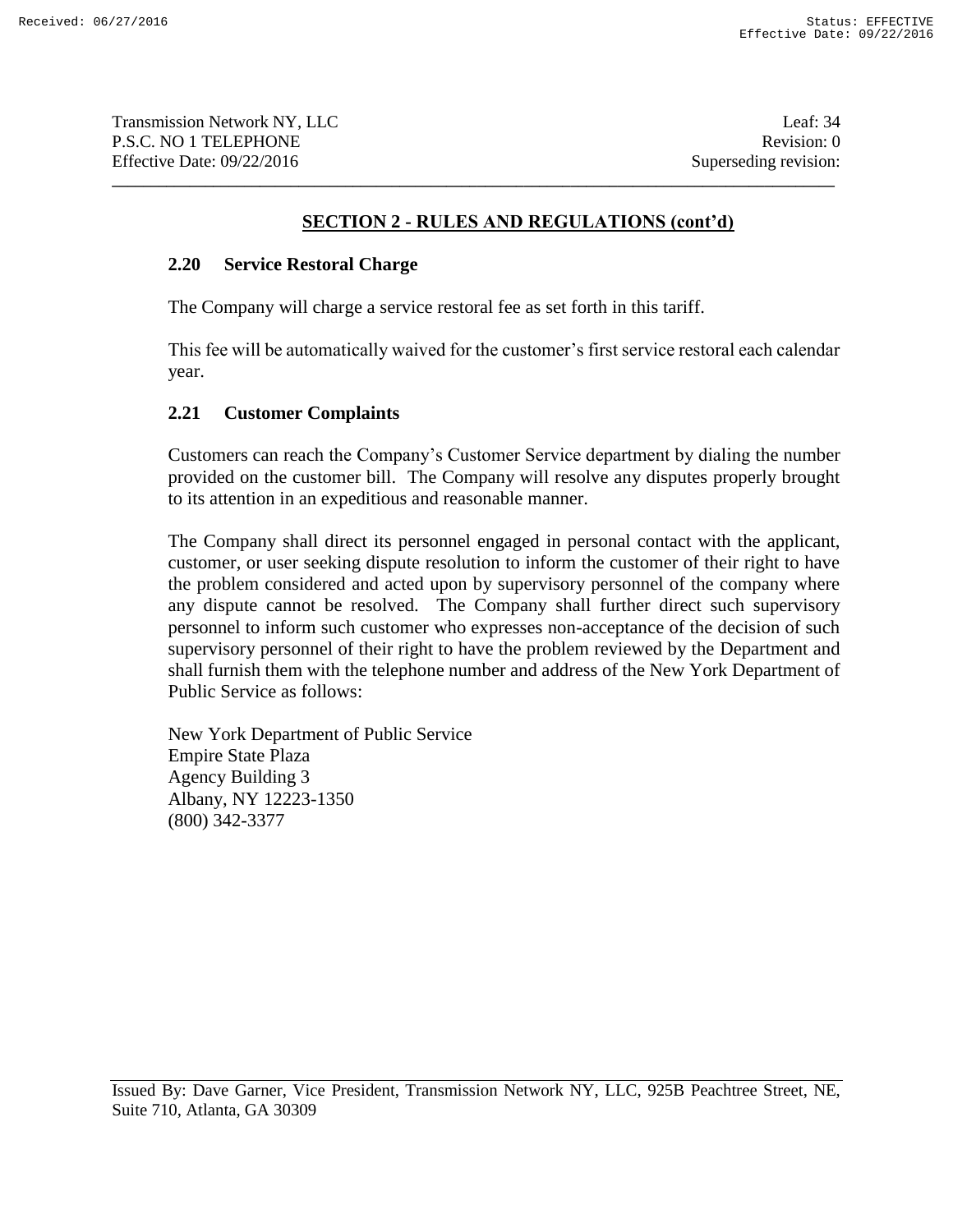## SECTION 2 - RULES AND REGULATIONS (cont'd)

### 2.20 Service Restoral Charge

The Company will charge a service restoral fee as set forth in this tariff.

This fee will be automatically waived for the customer's first service restoral each calendar year.

### 2.21 Customer Complaints

Customers can reach the Company's Customer Service department by dialing the number provided on the customer bill. The Company will resolve any disputes properly brought to its attention in an expeditious and reasonable manner.

The Company shall direct its personnel engaged in personal contact with the applicant, customer, or user seeking dispute resolution to inform the customer of their right to have the problem considered and acted upon by supervisory personnel of the company where any dispute cannot be resolved. The Company shall further direct such supervisory personnel to inform such customer who expresses non-acceptance of the decision of such supervisory personnel of their right to have the problem reviewed by the Department and shall furnish them with the telephone number and address of the New York Department of Public Service as follows:

New York Department of Public Service
Empire State Plaza
Agency Building 3
Albany, NY 12223-1350
(800) 342-3377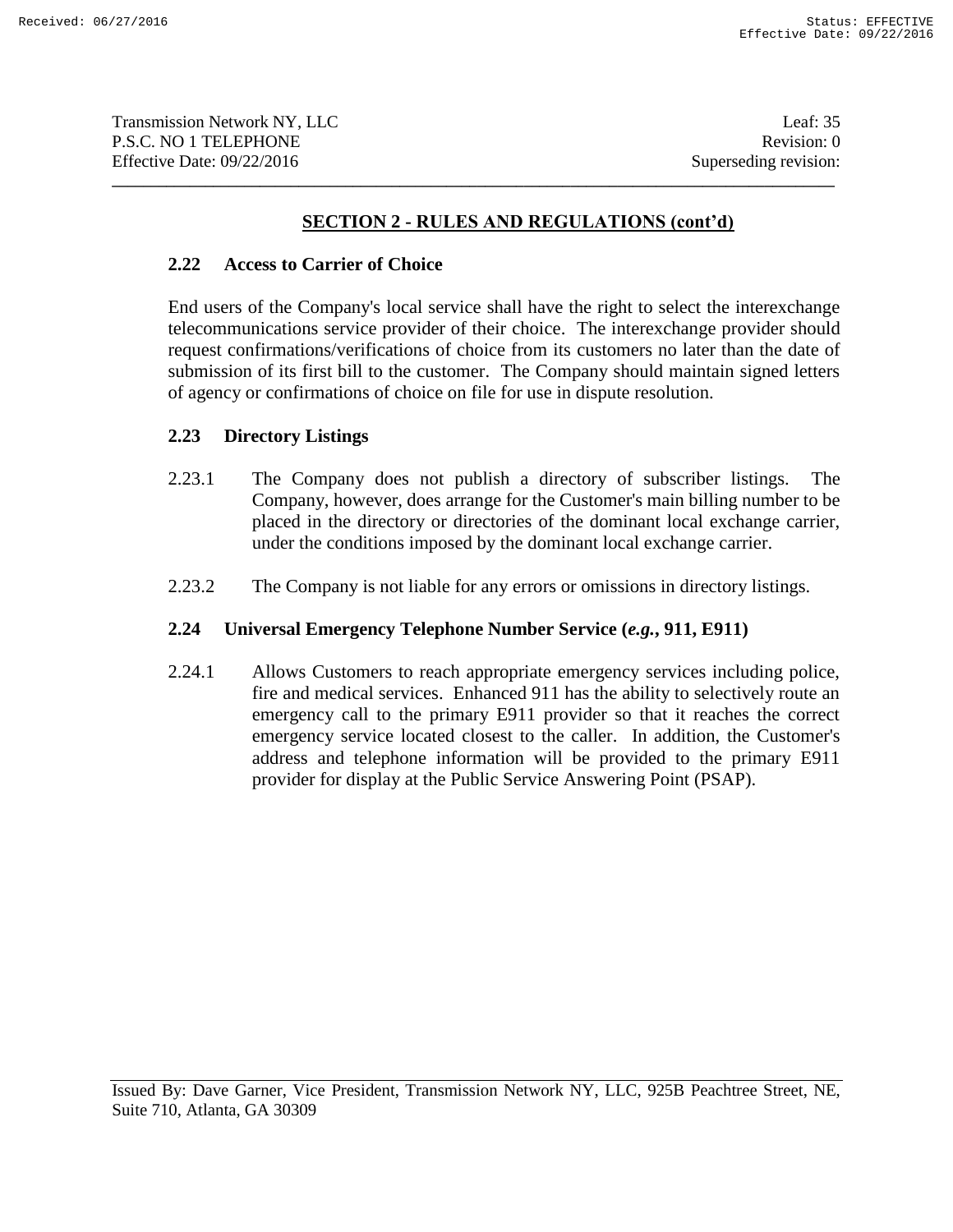## SECTION 2 - RULES AND REGULATIONS (cont'd)

### 2.22 Access to Carrier of Choice

End users of the Company's local service shall have the right to select the interexchange telecommunications service provider of their choice. The interexchange provider should request confirmations/verifications of choice from its customers no later than the date of submission of its first bill to the customer. The Company should maintain signed letters of agency or confirmations of choice on file for use in dispute resolution.

### 2.23 Directory Listings

2.23.1 The Company does not publish a directory of subscriber listings. The Company, however, does arrange for the Customer's main billing number to be placed in the directory or directories of the dominant local exchange carrier, under the conditions imposed by the dominant local exchange carrier.

2.23.2 The Company is not liable for any errors or omissions in directory listings.

### 2.24 Universal Emergency Telephone Number Service (*e.g.*, 911, E911)

2.24.1 Allows Customers to reach appropriate emergency services including police, fire and medical services. Enhanced 911 has the ability to selectively route an emergency call to the primary E911 provider so that it reaches the correct emergency service located closest to the caller. In addition, the Customer's address and telephone information will be provided to the primary E911 provider for display at the Public Service Answering Point (PSAP).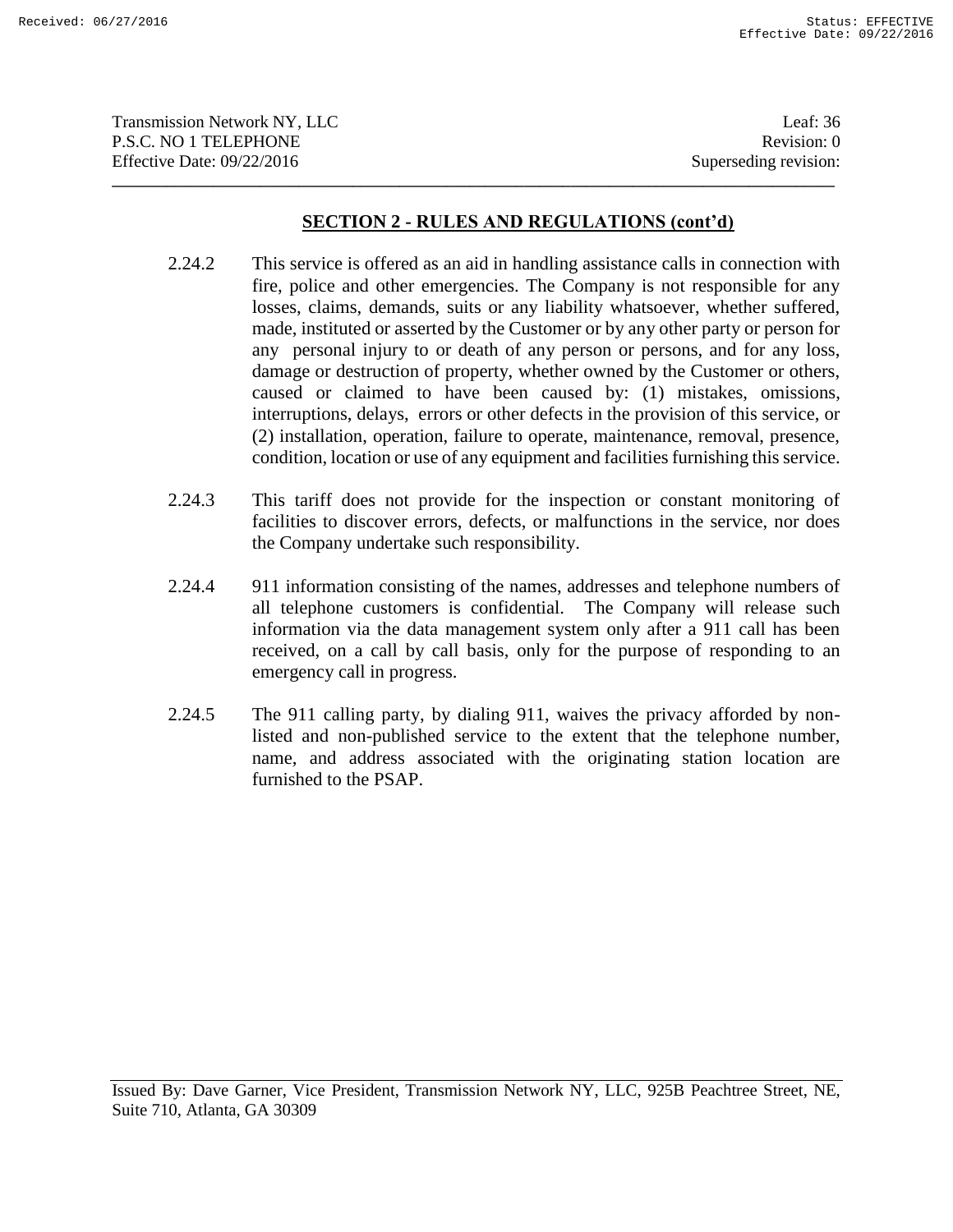## SECTION 2 - RULES AND REGULATIONS (cont'd)

2.24.2 This service is offered as an aid in handling assistance calls in connection with fire, police and other emergencies. The Company is not responsible for any losses, claims, demands, suits or any liability whatsoever, whether suffered, made, instituted or asserted by the Customer or by any other party or person for any personal injury to or death of any person or persons, and for any loss, damage or destruction of property, whether owned by the Customer or others, caused or claimed to have been caused by: (1) mistakes, omissions, interruptions, delays, errors or other defects in the provision of this service, or (2) installation, operation, failure to operate, maintenance, removal, presence, condition, location or use of any equipment and facilities furnishing this service.

2.24.3 This tariff does not provide for the inspection or constant monitoring of facilities to discover errors, defects, or malfunctions in the service, nor does the Company undertake such responsibility.

2.24.4 911 information consisting of the names, addresses and telephone numbers of all telephone customers is confidential. The Company will release such information via the data management system only after a 911 call has been received, on a call by call basis, only for the purpose of responding to an emergency call in progress.

2.24.5 The 911 calling party, by dialing 911, waives the privacy afforded by non-listed and non-published service to the extent that the telephone number, name, and address associated with the originating station location are furnished to the PSAP.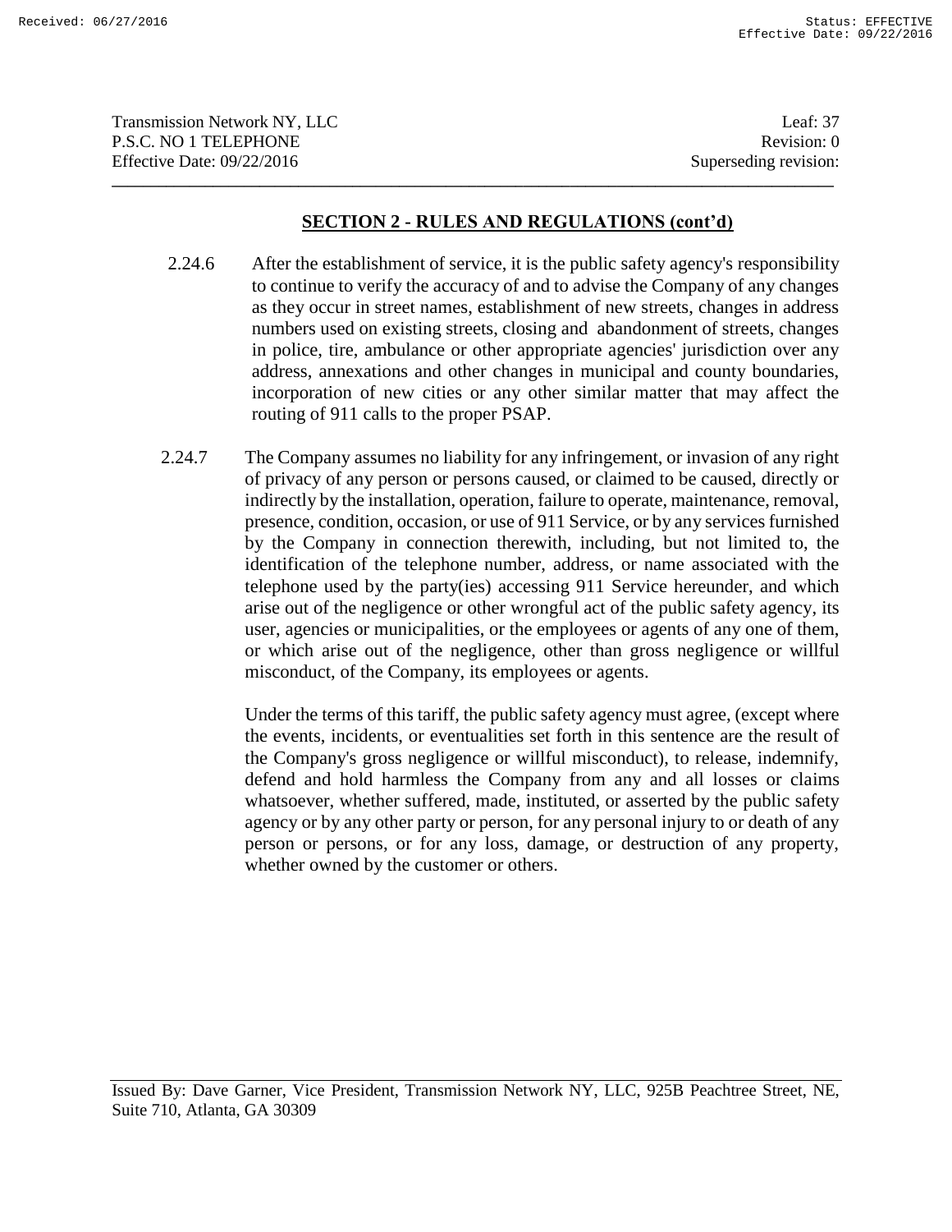## SECTION 2 - RULES AND REGULATIONS (cont'd)

2.24.6 After the establishment of service, it is the public safety agency's responsibility to continue to verify the accuracy of and to advise the Company of any changes as they occur in street names, establishment of new streets, changes in address numbers used on existing streets, closing and abandonment of streets, changes in police, tire, ambulance or other appropriate agencies' jurisdiction over any address, annexations and other changes in municipal and county boundaries, incorporation of new cities or any other similar matter that may affect the routing of 911 calls to the proper PSAP.

2.24.7 The Company assumes no liability for any infringement, or invasion of any right of privacy of any person or persons caused, or claimed to be caused, directly or indirectly by the installation, operation, failure to operate, maintenance, removal, presence, condition, occasion, or use of 911 Service, or by any services furnished by the Company in connection therewith, including, but not limited to, the identification of the telephone number, address, or name associated with the telephone used by the party(ies) accessing 911 Service hereunder, and which arise out of the negligence or other wrongful act of the public safety agency, its user, agencies or municipalities, or the employees or agents of any one of them, or which arise out of the negligence, other than gross negligence or willful misconduct, of the Company, its employees or agents.

Under the terms of this tariff, the public safety agency must agree, (except where the events, incidents, or eventualities set forth in this sentence are the result of the Company's gross negligence or willful misconduct), to release, indemnify, defend and hold harmless the Company from any and all losses or claims whatsoever, whether suffered, made, instituted, or asserted by the public safety agency or by any other party or person, for any personal injury to or death of any person or persons, or for any loss, damage, or destruction of any property, whether owned by the customer or others.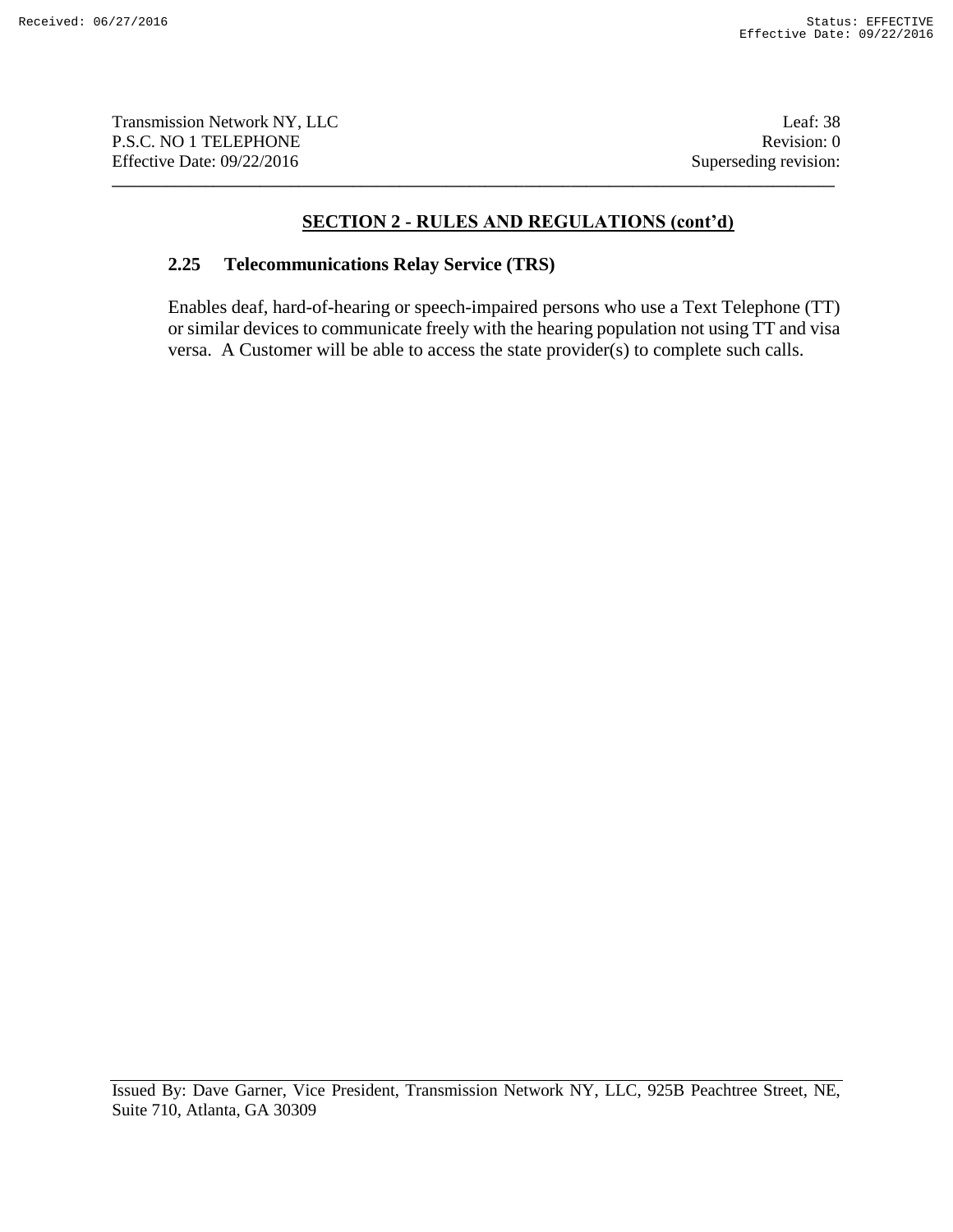## SECTION 2 - RULES AND REGULATIONS (cont'd)

### 2.25 Telecommunications Relay Service (TRS)

Enables deaf, hard-of-hearing or speech-impaired persons who use a Text Telephone (TT) or similar devices to communicate freely with the hearing population not using TT and visa versa. A Customer will be able to access the state provider(s) to complete such calls.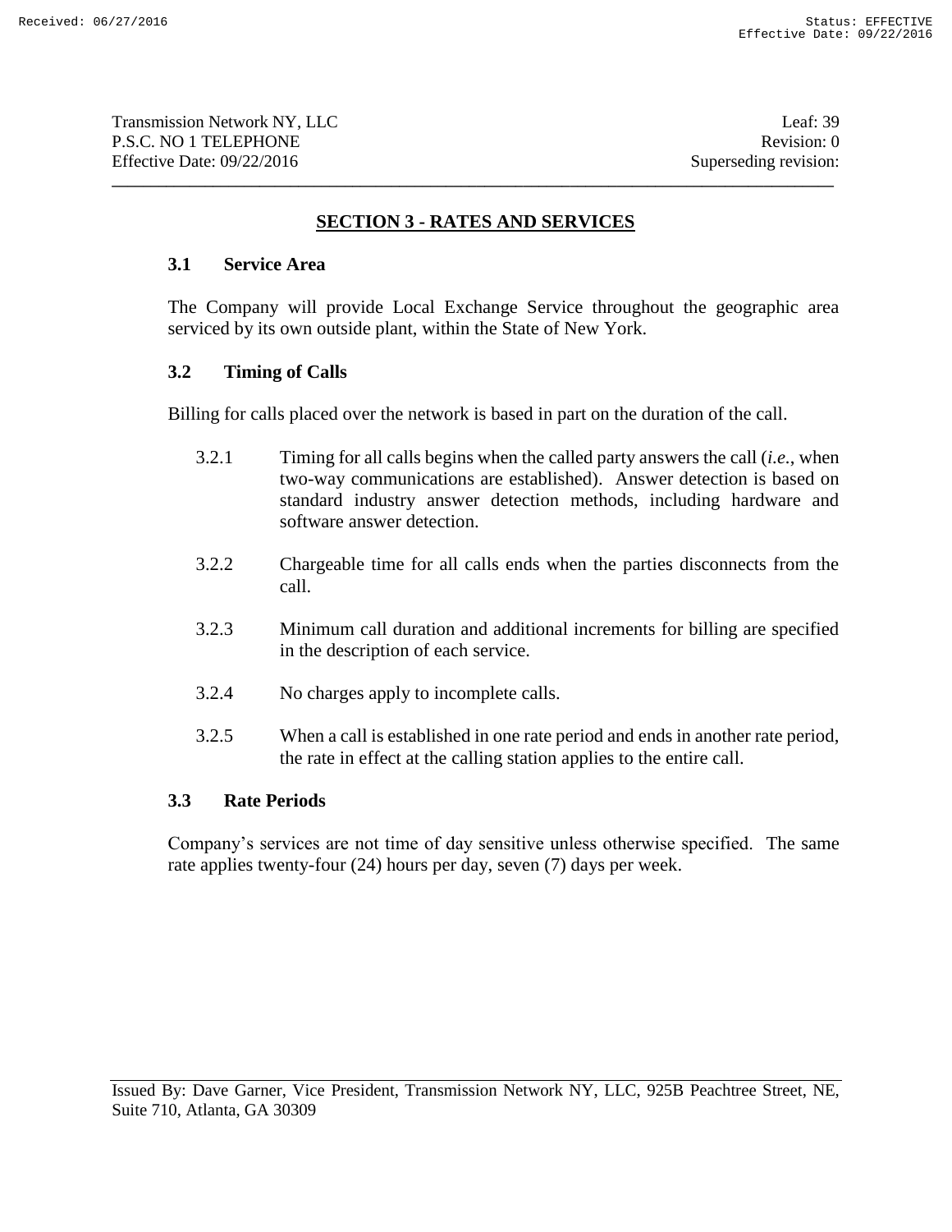## SECTION 3 - RATES AND SERVICES

### 3.1 Service Area

The Company will provide Local Exchange Service throughout the geographic area serviced by its own outside plant, within the State of New York.

### 3.2 Timing of Calls

Billing for calls placed over the network is based in part on the duration of the call.

3.2.1 Timing for all calls begins when the called party answers the call (*i.e.*, when two-way communications are established). Answer detection is based on standard industry answer detection methods, including hardware and software answer detection.

3.2.2 Chargeable time for all calls ends when the parties disconnects from the call.

3.2.3 Minimum call duration and additional increments for billing are specified in the description of each service.

3.2.4 No charges apply to incomplete calls.

3.2.5 When a call is established in one rate period and ends in another rate period, the rate in effect at the calling station applies to the entire call.

### 3.3 Rate Periods

Company's services are not time of day sensitive unless otherwise specified. The same rate applies twenty-four (24) hours per day, seven (7) days per week.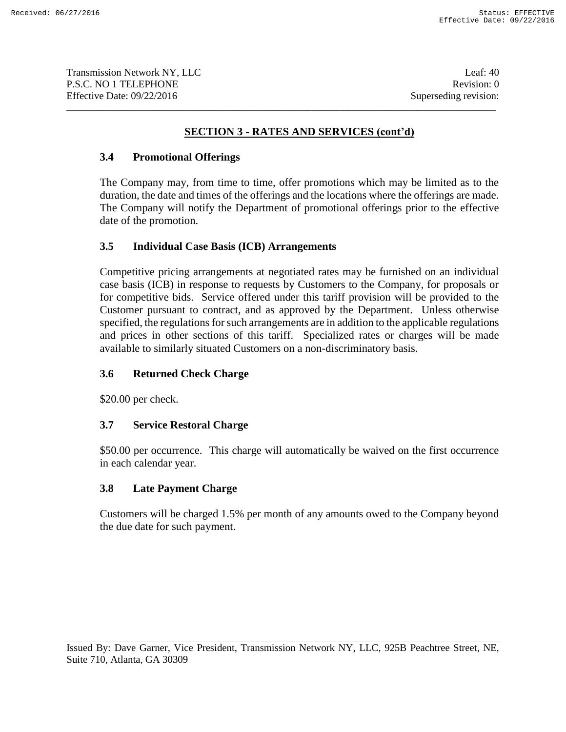## SECTION 3 - RATES AND SERVICES (cont'd)

### 3.4 Promotional Offerings

The Company may, from time to time, offer promotions which may be limited as to the duration, the date and times of the offerings and the locations where the offerings are made. The Company will notify the Department of promotional offerings prior to the effective date of the promotion.

### 3.5 Individual Case Basis (ICB) Arrangements

Competitive pricing arrangements at negotiated rates may be furnished on an individual case basis (ICB) in response to requests by Customers to the Company, for proposals or for competitive bids. Service offered under this tariff provision will be provided to the Customer pursuant to contract, and as approved by the Department. Unless otherwise specified, the regulations for such arrangements are in addition to the applicable regulations and prices in other sections of this tariff. Specialized rates or charges will be made available to similarly situated Customers on a non-discriminatory basis.

### 3.6 Returned Check Charge

$20.00 per check.

### 3.7 Service Restoral Charge

$50.00 per occurrence. This charge will automatically be waived on the first occurrence in each calendar year.

### 3.8 Late Payment Charge

Customers will be charged 1.5% per month of any amounts owed to the Company beyond the due date for such payment.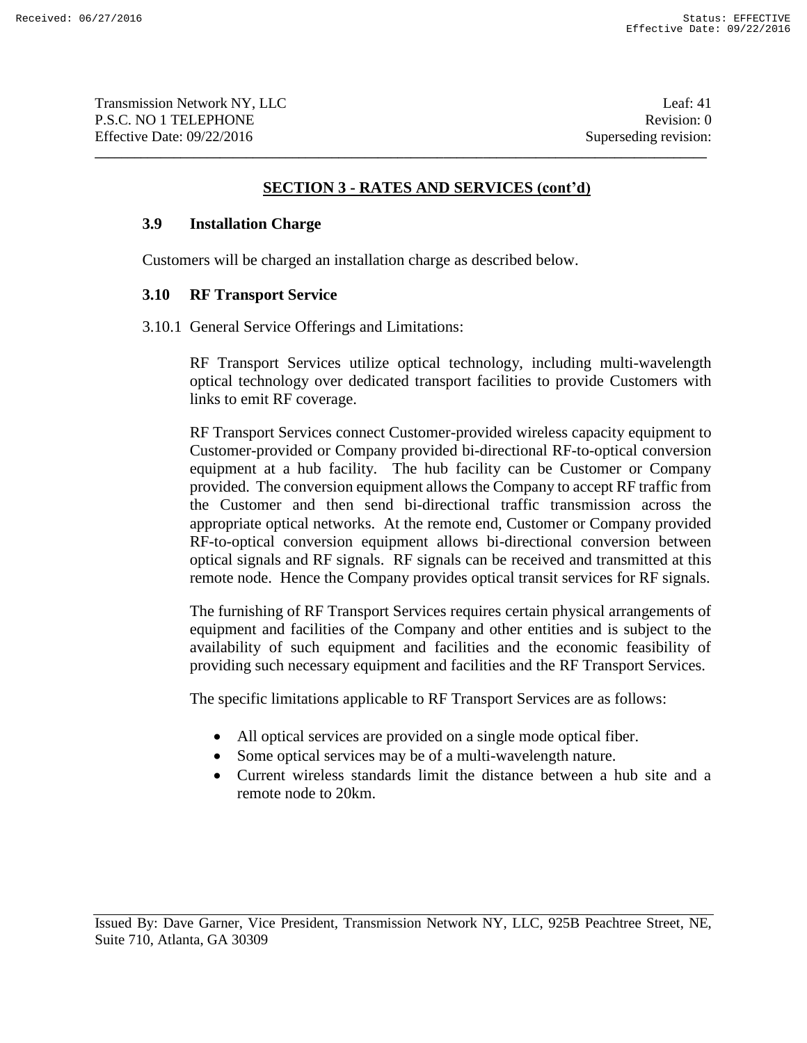## SECTION 3 - RATES AND SERVICES (cont'd)

### 3.9 Installation Charge

Customers will be charged an installation charge as described below.

### 3.10 RF Transport Service

3.10.1 General Service Offerings and Limitations:

RF Transport Services utilize optical technology, including multi-wavelength optical technology over dedicated transport facilities to provide Customers with links to emit RF coverage.

RF Transport Services connect Customer-provided wireless capacity equipment to Customer-provided or Company provided bi-directional RF-to-optical conversion equipment at a hub facility. The hub facility can be Customer or Company provided. The conversion equipment allows the Company to accept RF traffic from the Customer and then send bi-directional traffic transmission across the appropriate optical networks. At the remote end, Customer or Company provided RF-to-optical conversion equipment allows bi-directional conversion between optical signals and RF signals. RF signals can be received and transmitted at this remote node. Hence the Company provides optical transit services for RF signals.

The furnishing of RF Transport Services requires certain physical arrangements of equipment and facilities of the Company and other entities and is subject to the availability of such equipment and facilities and the economic feasibility of providing such necessary equipment and facilities and the RF Transport Services.

The specific limitations applicable to RF Transport Services are as follows:

- All optical services are provided on a single mode optical fiber.
- Some optical services may be of a multi-wavelength nature.
- Current wireless standards limit the distance between a hub site and a remote node to 20km.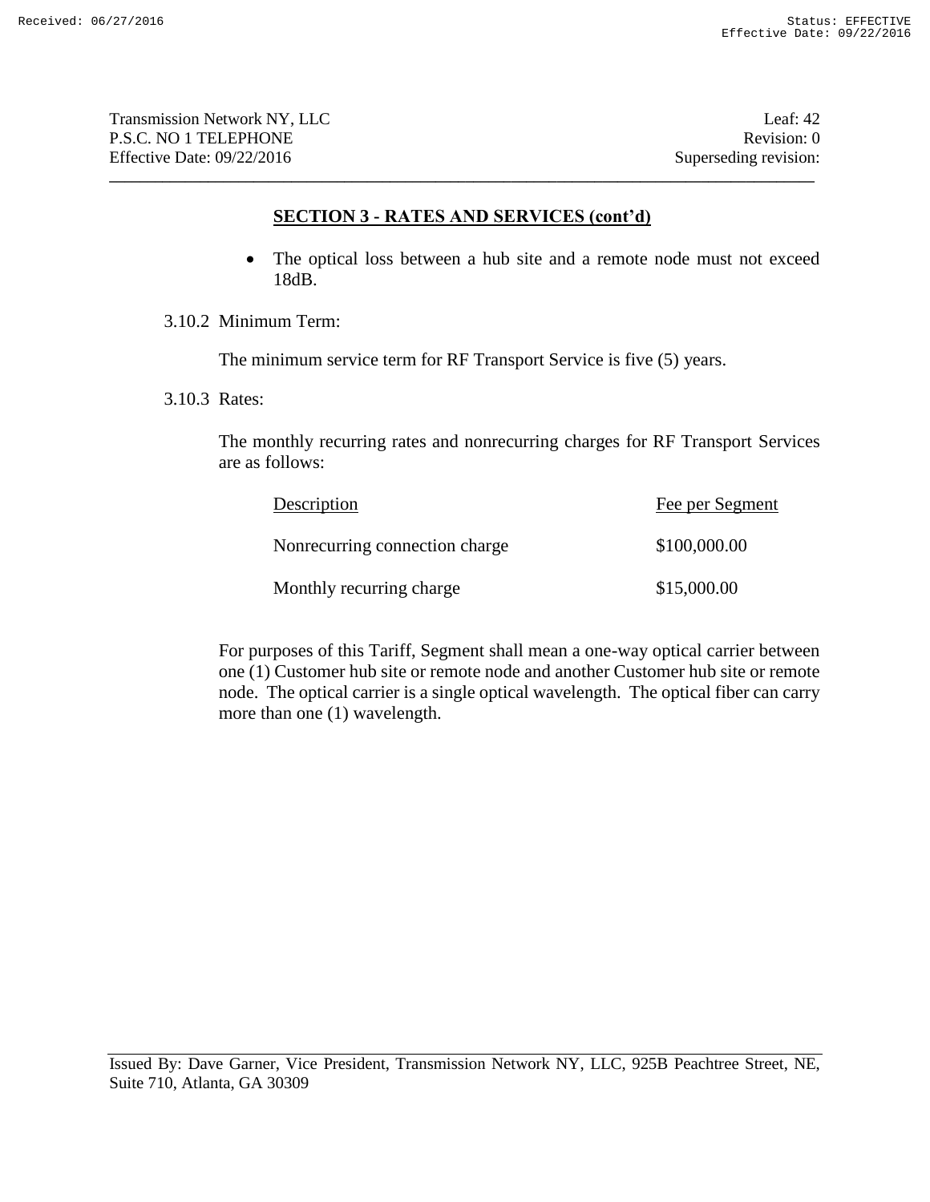## SECTION 3 - RATES AND SERVICES (cont'd)

- The optical loss between a hub site and a remote node must not exceed 18dB.

3.10.2 Minimum Term:

The minimum service term for RF Transport Service is five (5) years.

3.10.3 Rates:

The monthly recurring rates and nonrecurring charges for RF Transport Services are as follows:

| Description | Fee per Segment |
|---|---|
| Nonrecurring connection charge | $100,000.00 |
| Monthly recurring charge | $15,000.00 |

For purposes of this Tariff, Segment shall mean a one-way optical carrier between one (1) Customer hub site or remote node and another Customer hub site or remote node. The optical carrier is a single optical wavelength. The optical fiber can carry more than one (1) wavelength.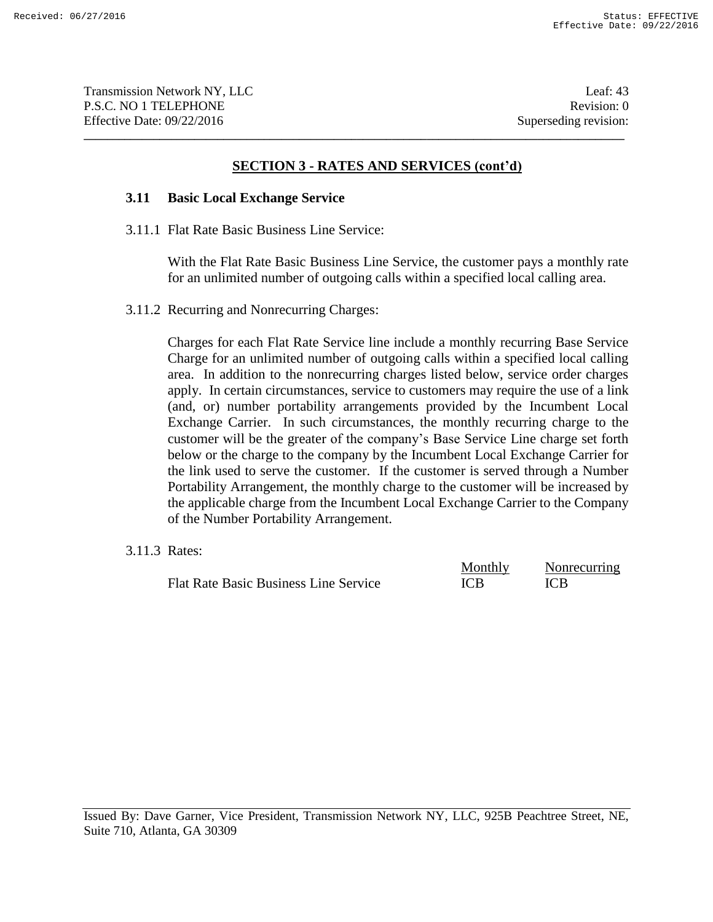## SECTION 3 - RATES AND SERVICES (cont'd)

### 3.11 Basic Local Exchange Service

3.11.1 Flat Rate Basic Business Line Service:

With the Flat Rate Basic Business Line Service, the customer pays a monthly rate for an unlimited number of outgoing calls within a specified local calling area.

3.11.2 Recurring and Nonrecurring Charges:

Charges for each Flat Rate Service line include a monthly recurring Base Service Charge for an unlimited number of outgoing calls within a specified local calling area. In addition to the nonrecurring charges listed below, service order charges apply. In certain circumstances, service to customers may require the use of a link (and, or) number portability arrangements provided by the Incumbent Local Exchange Carrier. In such circumstances, the monthly recurring charge to the customer will be the greater of the company's Base Service Line charge set forth below or the charge to the company by the Incumbent Local Exchange Carrier for the link used to serve the customer. If the customer is served through a Number Portability Arrangement, the monthly charge to the customer will be increased by the applicable charge from the Incumbent Local Exchange Carrier to the Company of the Number Portability Arrangement.

3.11.3 Rates:

| | Monthly | Nonrecurring |
|---|---|---|
| Flat Rate Basic Business Line Service | ICB | ICB |

Issued By: Dave Garner, Vice President, Transmission Network NY, LLC, 925B Peachtree Street, NE, Suite 710, Atlanta, GA 30309